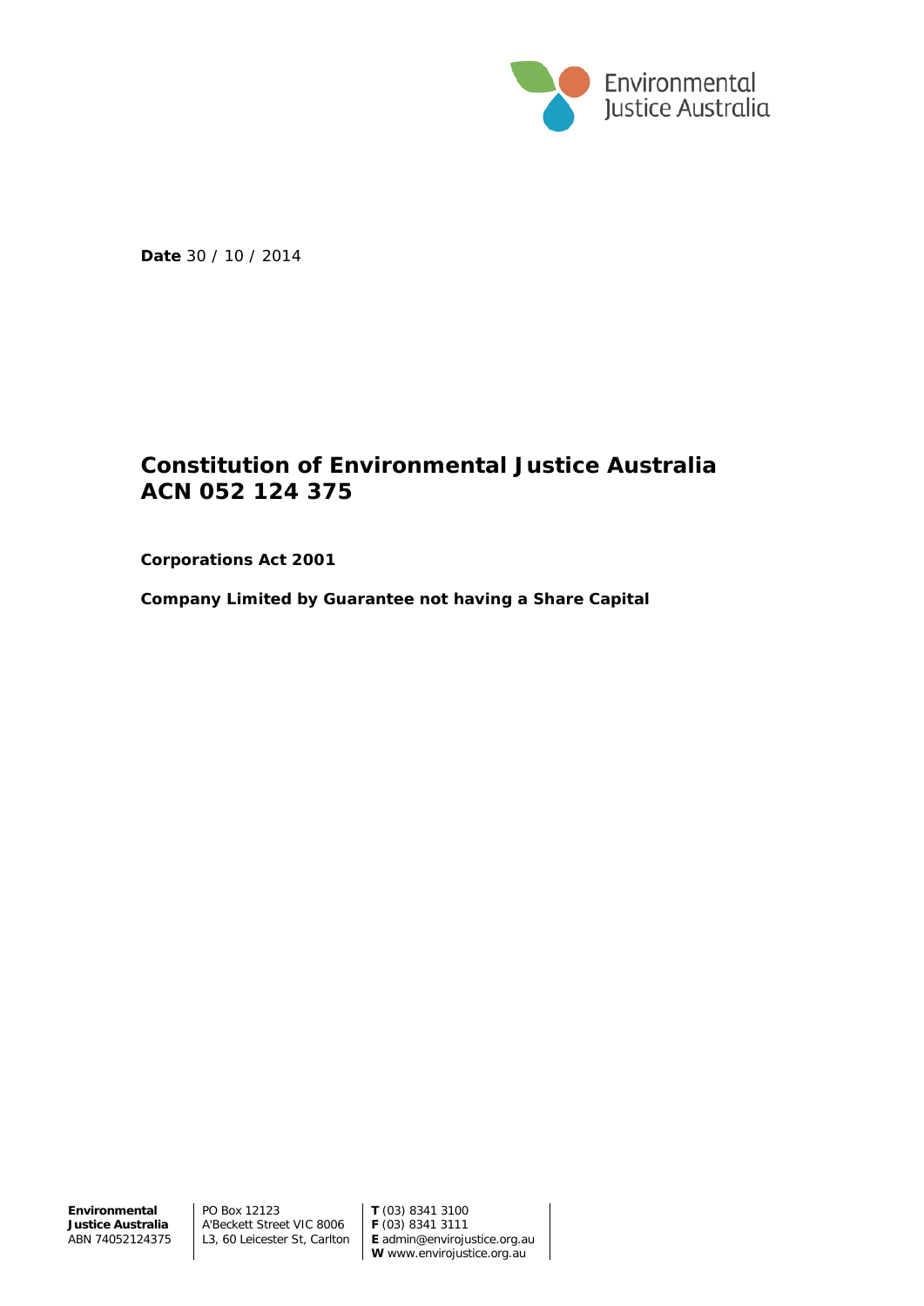Environmental Justice Australia

**Date** 30 / 10 / 2014

# Constitution of Environmental Justice Australia ACN 052 124 375

**Corporations Act 2001**

**Company Limited by Guarantee not having a Share Capital**

**Environmental Justice Australia**
ABN 74052124375

PO Box 12123
A'Beckett Street VIC 8006
L3, 60 Leicester St, Carlton

**T** (03) 8341 3100
**F** (03) 8341 3111
**E** admin@envirojustice.org.au
**W** www.envirojustice.org.au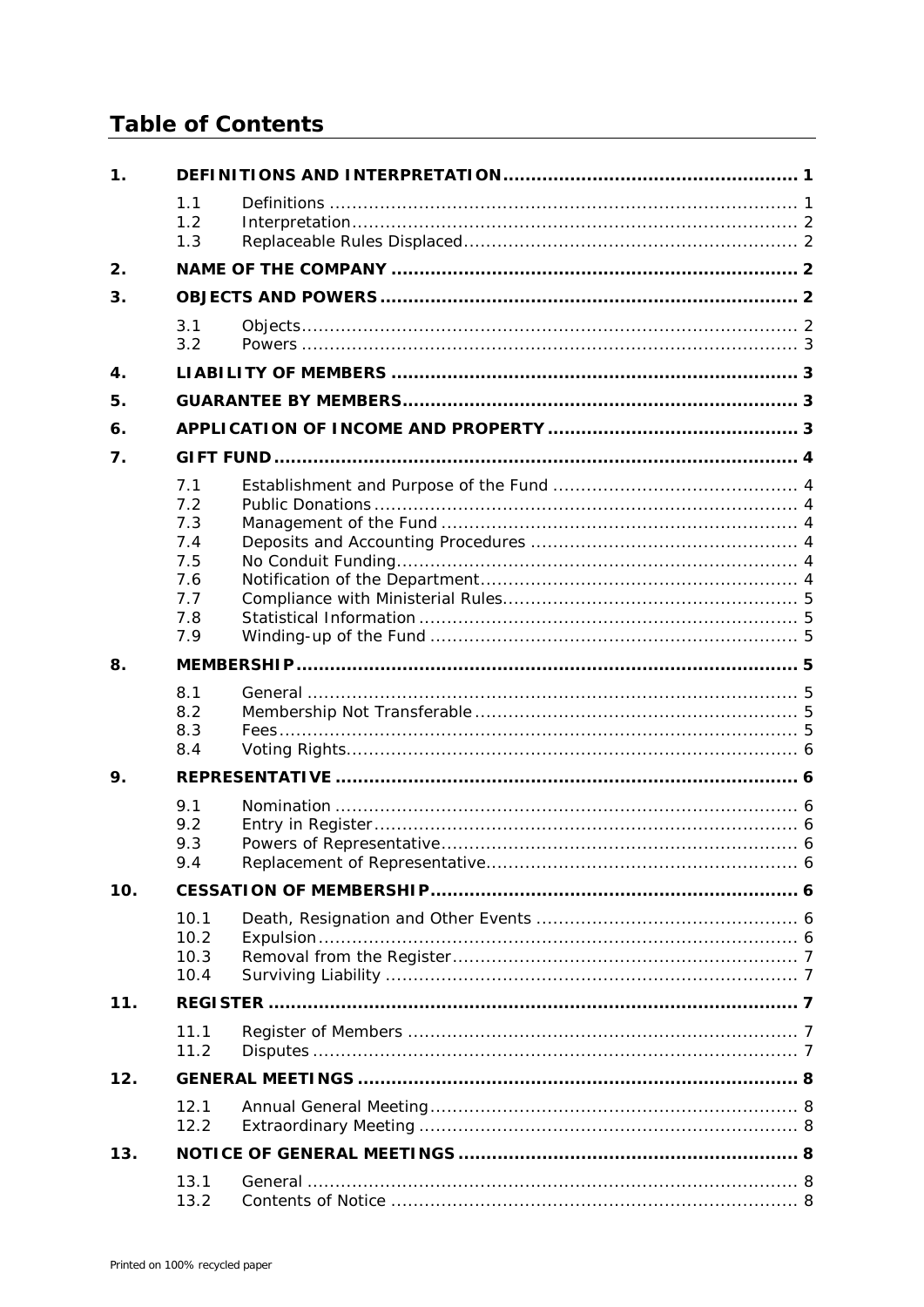# Table of Contents

| | | | |
|---|---|---|---|
| **1.** | **DEFINITIONS AND INTERPRETATION** | | **1** |
| | 1.1 | Definitions | 1 |
| | 1.2 | Interpretation | 2 |
| | 1.3 | Replaceable Rules Displaced | 2 |
| **2.** | **NAME OF THE COMPANY** | | **2** |
| **3.** | **OBJECTS AND POWERS** | | **2** |
| | 3.1 | Objects | 2 |
| | 3.2 | Powers | 3 |
| **4.** | **LIABILITY OF MEMBERS** | | **3** |
| **5.** | **GUARANTEE BY MEMBERS** | | **3** |
| **6.** | **APPLICATION OF INCOME AND PROPERTY** | | **3** |
| **7.** | **GIFT FUND** | | **4** |
| | 7.1 | Establishment and Purpose of the Fund | 4 |
| | 7.2 | Public Donations | 4 |
| | 7.3 | Management of the Fund | 4 |
| | 7.4 | Deposits and Accounting Procedures | 4 |
| | 7.5 | No Conduit Funding | 4 |
| | 7.6 | Notification of the Department | 4 |
| | 7.7 | Compliance with Ministerial Rules | 5 |
| | 7.8 | Statistical Information | 5 |
| | 7.9 | Winding-up of the Fund | 5 |
| **8.** | **MEMBERSHIP** | | **5** |
| | 8.1 | General | 5 |
| | 8.2 | Membership Not Transferable | 5 |
| | 8.3 | Fees | 5 |
| | 8.4 | Voting Rights | 6 |
| **9.** | **REPRESENTATIVE** | | **6** |
| | 9.1 | Nomination | 6 |
| | 9.2 | Entry in Register | 6 |
| | 9.3 | Powers of Representative | 6 |
| | 9.4 | Replacement of Representative | 6 |
| **10.** | **CESSATION OF MEMBERSHIP** | | **6** |
| | 10.1 | Death, Resignation and Other Events | 6 |
| | 10.2 | Expulsion | 6 |
| | 10.3 | Removal from the Register | 7 |
| | 10.4 | Surviving Liability | 7 |
| **11.** | **REGISTER** | | **7** |
| | 11.1 | Register of Members | 7 |
| | 11.2 | Disputes | 7 |
| **12.** | **GENERAL MEETINGS** | | **8** |
| | 12.1 | Annual General Meeting | 8 |
| | 12.2 | Extraordinary Meeting | 8 |
| **13.** | **NOTICE OF GENERAL MEETINGS** | | **8** |
| | 13.1 | General | 8 |
| | 13.2 | Contents of Notice | 8 |

Printed on 100% recycled paper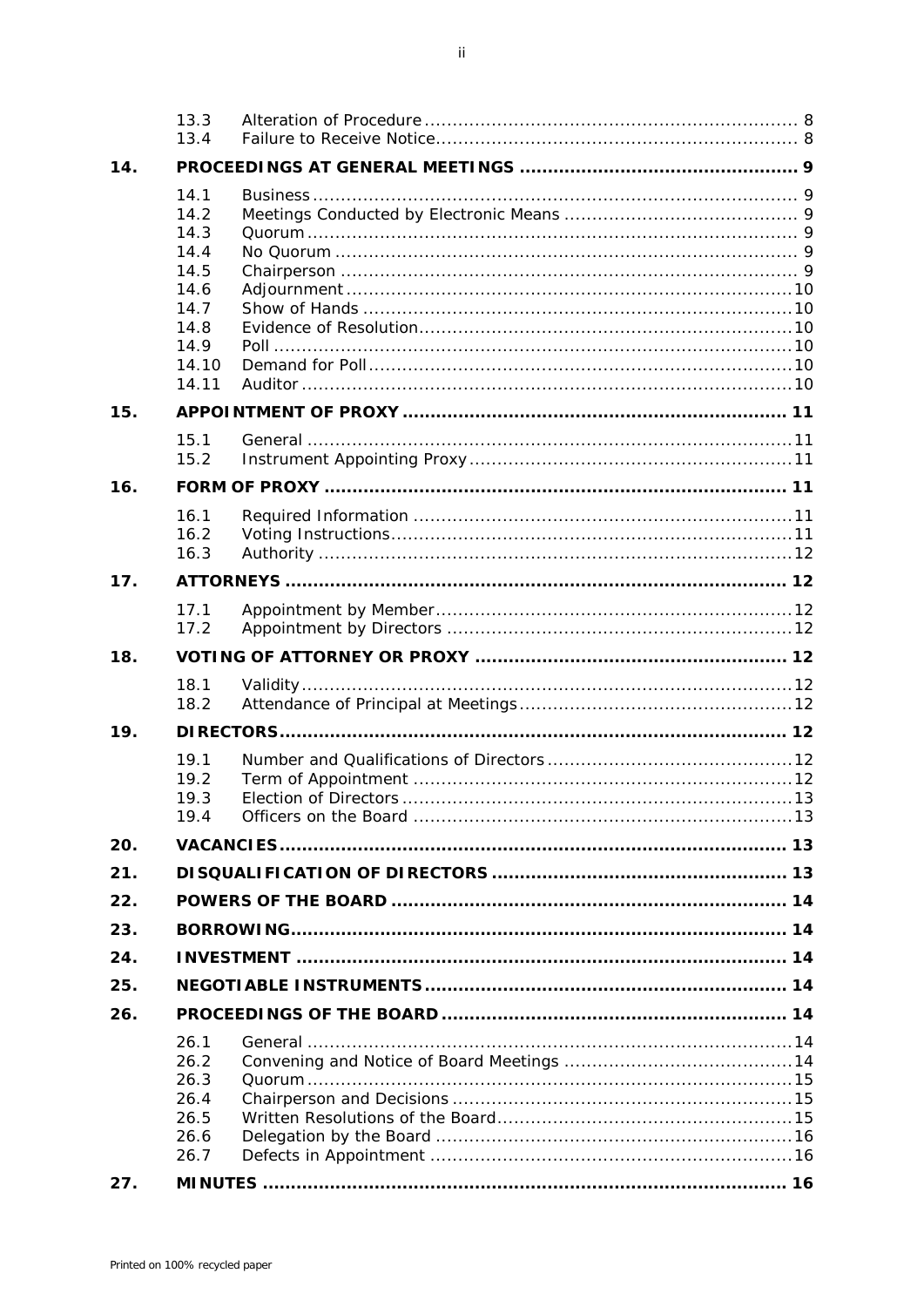| | | | |
|---|---|---|---|
| | 13.3 | Alteration of Procedure | 8 |
| | 13.4 | Failure to Receive Notice | 8 |
| **14.** | **PROCEEDINGS AT GENERAL MEETINGS** | | **9** |
| | 14.1 | Business | 9 |
| | 14.2 | Meetings Conducted by Electronic Means | 9 |
| | 14.3 | Quorum | 9 |
| | 14.4 | No Quorum | 9 |
| | 14.5 | Chairperson | 9 |
| | 14.6 | Adjournment | 10 |
| | 14.7 | Show of Hands | 10 |
| | 14.8 | Evidence of Resolution | 10 |
| | 14.9 | Poll | 10 |
| | 14.10 | Demand for Poll | 10 |
| | 14.11 | Auditor | 10 |
| **15.** | **APPOINTMENT OF PROXY** | | **11** |
| | 15.1 | General | 11 |
| | 15.2 | Instrument Appointing Proxy | 11 |
| **16.** | **FORM OF PROXY** | | **11** |
| | 16.1 | Required Information | 11 |
| | 16.2 | Voting Instructions | 11 |
| | 16.3 | Authority | 12 |
| **17.** | **ATTORNEYS** | | **12** |
| | 17.1 | Appointment by Member | 12 |
| | 17.2 | Appointment by Directors | 12 |
| **18.** | **VOTING OF ATTORNEY OR PROXY** | | **12** |
| | 18.1 | Validity | 12 |
| | 18.2 | Attendance of Principal at Meetings | 12 |
| **19.** | **DIRECTORS** | | **12** |
| | 19.1 | Number and Qualifications of Directors | 12 |
| | 19.2 | Term of Appointment | 12 |
| | 19.3 | Election of Directors | 13 |
| | 19.4 | Officers on the Board | 13 |
| **20.** | **VACANCIES** | | **13** |
| **21.** | **DISQUALIFICATION OF DIRECTORS** | | **13** |
| **22.** | **POWERS OF THE BOARD** | | **14** |
| **23.** | **BORROWING** | | **14** |
| **24.** | **INVESTMENT** | | **14** |
| **25.** | **NEGOTIABLE INSTRUMENTS** | | **14** |
| **26.** | **PROCEEDINGS OF THE BOARD** | | **14** |
| | 26.1 | General | 14 |
| | 26.2 | Convening and Notice of Board Meetings | 14 |
| | 26.3 | Quorum | 15 |
| | 26.4 | Chairperson and Decisions | 15 |
| | 26.5 | Written Resolutions of the Board | 15 |
| | 26.6 | Delegation by the Board | 16 |
| | 26.7 | Defects in Appointment | 16 |
| **27.** | **MINUTES** | | **16** |

Printed on 100% recycled paper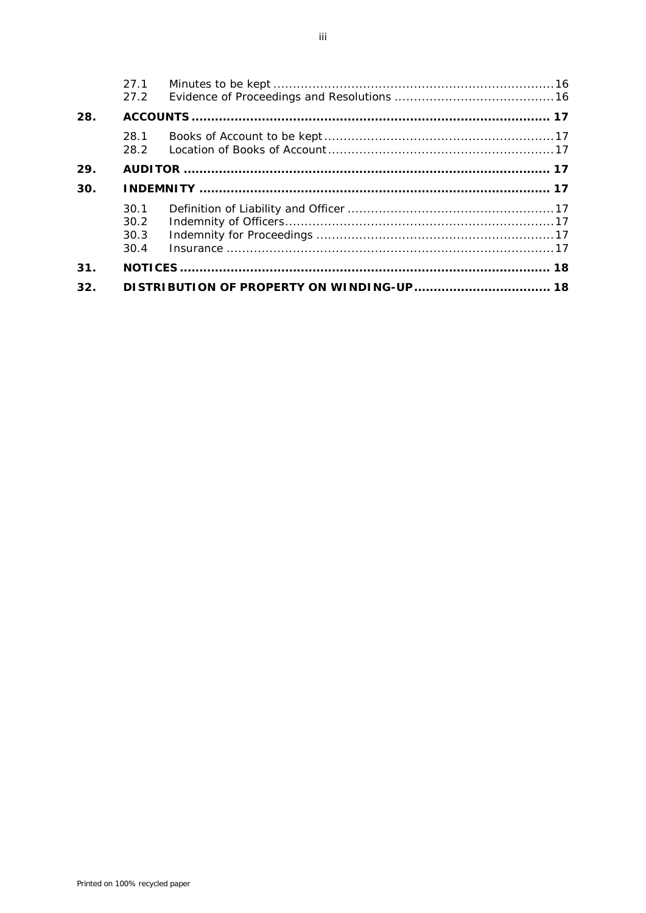27.1 Minutes to be kept ........................................................................16
27.2 Evidence of Proceedings and Resolutions .........................................16

**28. ACCOUNTS ........................................................................................... 17**

28.1 Books of Account to be kept ...........................................................17
28.2 Location of Books of Account ..........................................................17

**29. AUDITOR .............................................................................................. 17**

**30. INDEMNITY ........................................................................................... 17**

30.1 Definition of Liability and Officer .....................................................17
30.2 Indemnity of Officers .....................................................................17
30.3 Indemnity for Proceedings .............................................................17
30.4 Insurance ....................................................................................17

**31. NOTICES .............................................................................................. 18**

**32. DISTRIBUTION OF PROPERTY ON WINDING-UP ................................... 18**

Printed on 100% recycled paper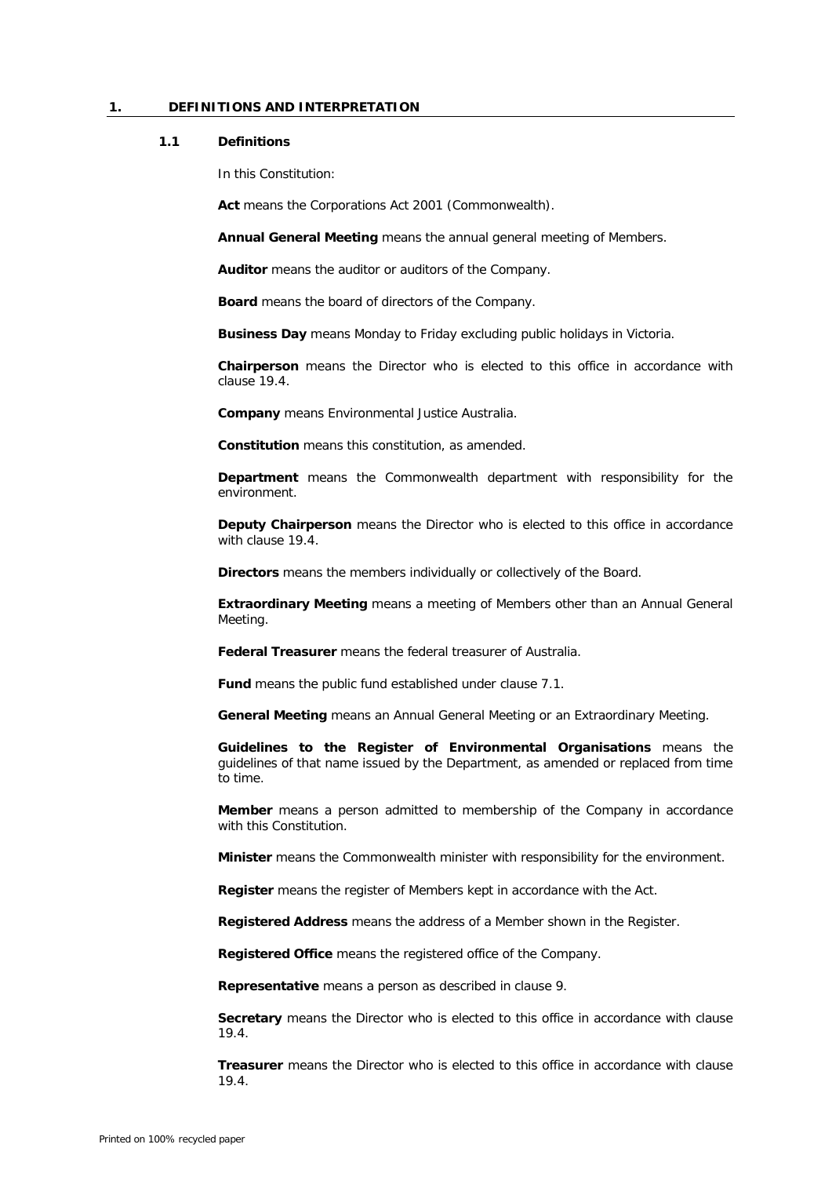## 1. DEFINITIONS AND INTERPRETATION

### 1.1 Definitions

In this Constitution:

**Act** means the Corporations Act 2001 (Commonwealth).

**Annual General Meeting** means the annual general meeting of Members.

**Auditor** means the auditor or auditors of the Company.

**Board** means the board of directors of the Company.

**Business Day** means Monday to Friday excluding public holidays in Victoria.

**Chairperson** means the Director who is elected to this office in accordance with clause 19.4.

**Company** means Environmental Justice Australia.

**Constitution** means this constitution, as amended.

**Department** means the Commonwealth department with responsibility for the environment.

**Deputy Chairperson** means the Director who is elected to this office in accordance with clause 19.4.

**Directors** means the members individually or collectively of the Board.

**Extraordinary Meeting** means a meeting of Members other than an Annual General Meeting.

**Federal Treasurer** means the federal treasurer of Australia.

**Fund** means the public fund established under clause 7.1.

**General Meeting** means an Annual General Meeting or an Extraordinary Meeting.

**Guidelines to the Register of Environmental Organisations** means the guidelines of that name issued by the Department, as amended or replaced from time to time.

**Member** means a person admitted to membership of the Company in accordance with this Constitution.

**Minister** means the Commonwealth minister with responsibility for the environment.

**Register** means the register of Members kept in accordance with the Act.

**Registered Address** means the address of a Member shown in the Register.

**Registered Office** means the registered office of the Company.

**Representative** means a person as described in clause 9.

**Secretary** means the Director who is elected to this office in accordance with clause 19.4.

**Treasurer** means the Director who is elected to this office in accordance with clause 19.4.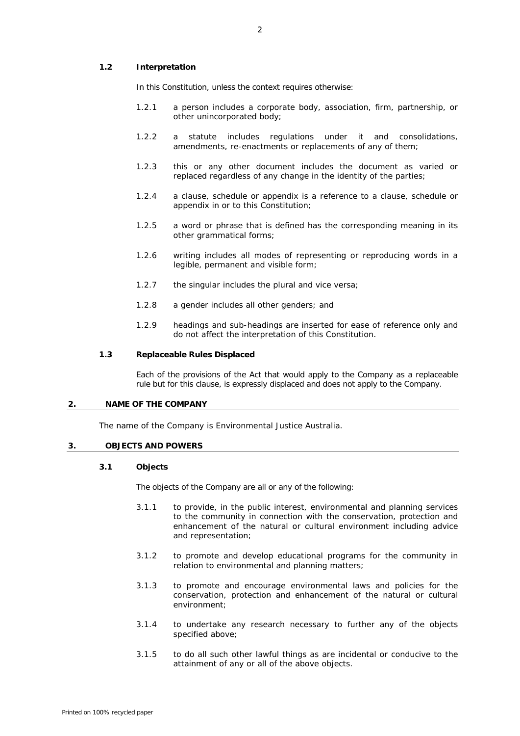### 1.2 Interpretation

In this Constitution, unless the context requires otherwise:

1.2.1 a person includes a corporate body, association, firm, partnership, or other unincorporated body;

1.2.2 a statute includes regulations under it and consolidations, amendments, re-enactments or replacements of any of them;

1.2.3 this or any other document includes the document as varied or replaced regardless of any change in the identity of the parties;

1.2.4 a clause, schedule or appendix is a reference to a clause, schedule or appendix in or to this Constitution;

1.2.5 a word or phrase that is defined has the corresponding meaning in its other grammatical forms;

1.2.6 writing includes all modes of representing or reproducing words in a legible, permanent and visible form;

1.2.7 the singular includes the plural and vice versa;

1.2.8 a gender includes all other genders; and

1.2.9 headings and sub-headings are inserted for ease of reference only and do not affect the interpretation of this Constitution.

### 1.3 Replaceable Rules Displaced

Each of the provisions of the Act that would apply to the Company as a replaceable rule but for this clause, is expressly displaced and does not apply to the Company.

## 2. NAME OF THE COMPANY

The name of the Company is Environmental Justice Australia.

## 3. OBJECTS AND POWERS

### 3.1 Objects

The objects of the Company are all or any of the following:

3.1.1 to provide, in the public interest, environmental and planning services to the community in connection with the conservation, protection and enhancement of the natural or cultural environment including advice and representation;

3.1.2 to promote and develop educational programs for the community in relation to environmental and planning matters;

3.1.3 to promote and encourage environmental laws and policies for the conservation, protection and enhancement of the natural or cultural environment;

3.1.4 to undertake any research necessary to further any of the objects specified above;

3.1.5 to do all such other lawful things as are incidental or conducive to the attainment of any or all of the above objects.

Printed on 100% recycled paper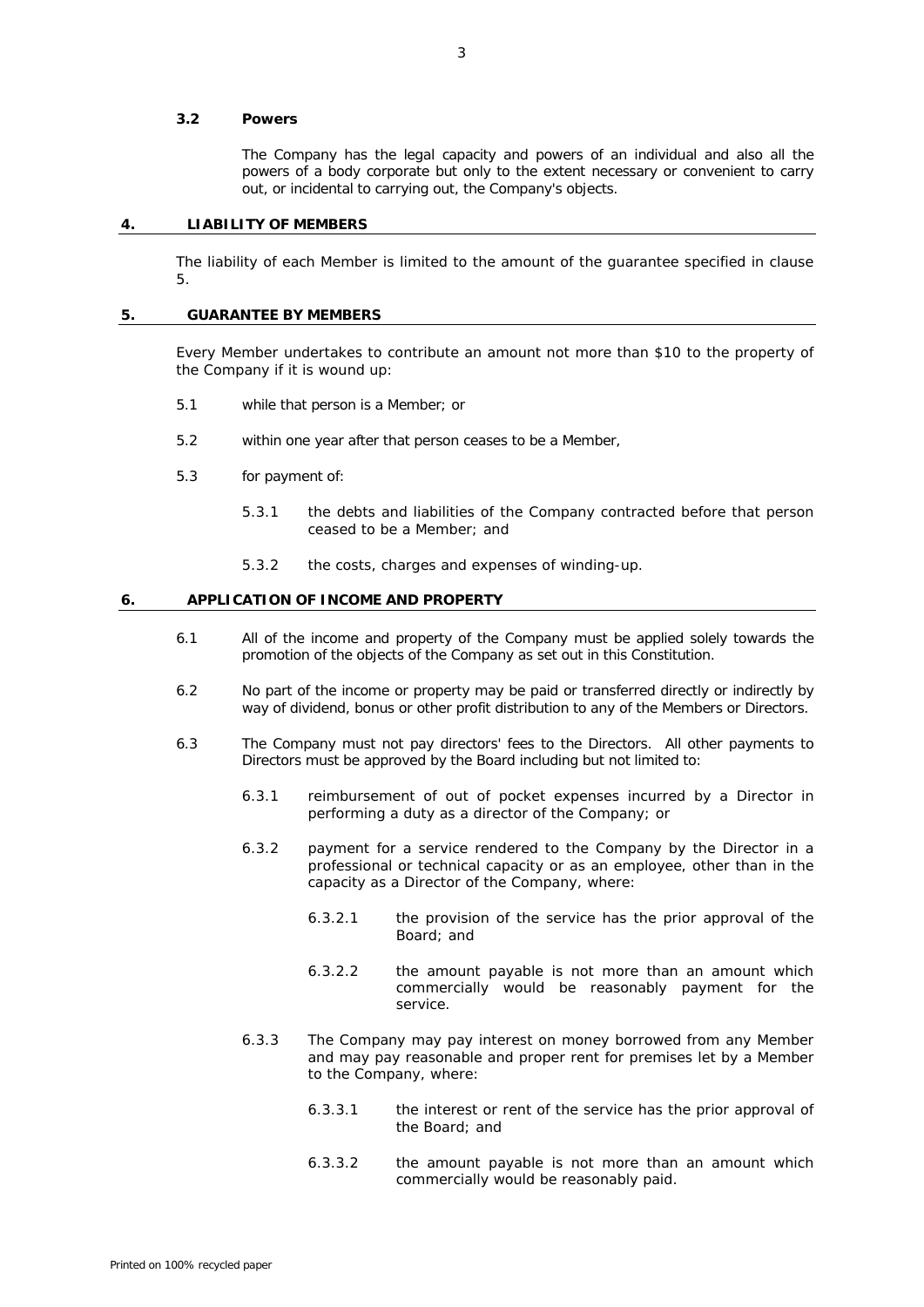### 3.2 Powers

The Company has the legal capacity and powers of an individual and also all the powers of a body corporate but only to the extent necessary or convenient to carry out, or incidental to carrying out, the Company's objects.

## 4. LIABILITY OF MEMBERS

The liability of each Member is limited to the amount of the guarantee specified in clause 5.

## 5. GUARANTEE BY MEMBERS

Every Member undertakes to contribute an amount not more than $10 to the property of the Company if it is wound up:

5.1 while that person is a Member; or

5.2 within one year after that person ceases to be a Member,

5.3 for payment of:

5.3.1 the debts and liabilities of the Company contracted before that person ceased to be a Member; and

5.3.2 the costs, charges and expenses of winding-up.

## 6. APPLICATION OF INCOME AND PROPERTY

6.1 All of the income and property of the Company must be applied solely towards the promotion of the objects of the Company as set out in this Constitution.

6.2 No part of the income or property may be paid or transferred directly or indirectly by way of dividend, bonus or other profit distribution to any of the Members or Directors.

6.3 The Company must not pay directors' fees to the Directors. All other payments to Directors must be approved by the Board including but not limited to:

6.3.1 reimbursement of out of pocket expenses incurred by a Director in performing a duty as a director of the Company; or

6.3.2 payment for a service rendered to the Company by the Director in a professional or technical capacity or as an employee, other than in the capacity as a Director of the Company, where:

6.3.2.1 the provision of the service has the prior approval of the Board; and

6.3.2.2 the amount payable is not more than an amount which commercially would be reasonably payment for the service.

6.3.3 The Company may pay interest on money borrowed from any Member and may pay reasonable and proper rent for premises let by a Member to the Company, where:

6.3.3.1 the interest or rent of the service has the prior approval of the Board; and

6.3.3.2 the amount payable is not more than an amount which commercially would be reasonably paid.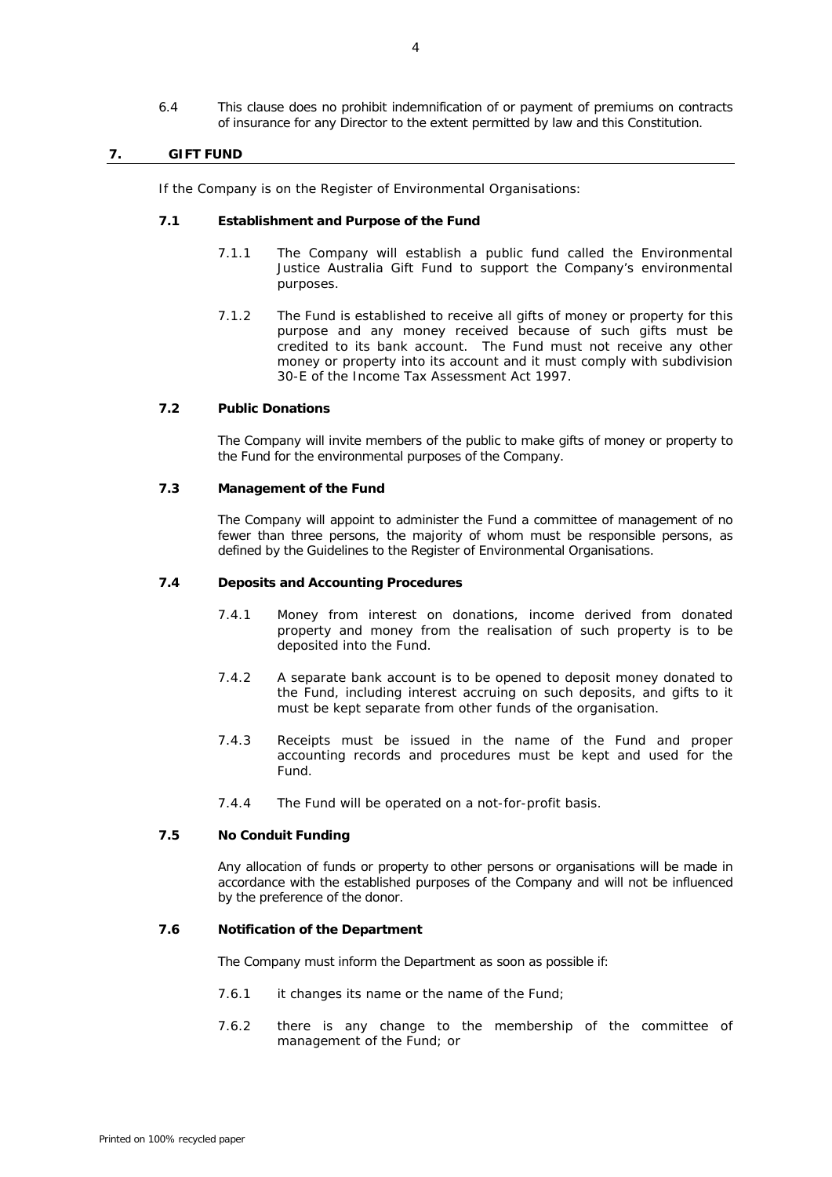6.4 This clause does no prohibit indemnification of or payment of premiums on contracts of insurance for any Director to the extent permitted by law and this Constitution.

## 7. GIFT FUND

If the Company is on the Register of Environmental Organisations:

### 7.1 Establishment and Purpose of the Fund

7.1.1 The Company will establish a public fund called the Environmental Justice Australia Gift Fund to support the Company's environmental purposes.

7.1.2 The Fund is established to receive all gifts of money or property for this purpose and any money received because of such gifts must be credited to its bank account. The Fund must not receive any other money or property into its account and it must comply with subdivision 30-E of the Income Tax Assessment Act 1997.

### 7.2 Public Donations

The Company will invite members of the public to make gifts of money or property to the Fund for the environmental purposes of the Company.

### 7.3 Management of the Fund

The Company will appoint to administer the Fund a committee of management of no fewer than three persons, the majority of whom must be responsible persons, as defined by the Guidelines to the Register of Environmental Organisations.

### 7.4 Deposits and Accounting Procedures

7.4.1 Money from interest on donations, income derived from donated property and money from the realisation of such property is to be deposited into the Fund.

7.4.2 A separate bank account is to be opened to deposit money donated to the Fund, including interest accruing on such deposits, and gifts to it must be kept separate from other funds of the organisation.

7.4.3 Receipts must be issued in the name of the Fund and proper accounting records and procedures must be kept and used for the Fund.

7.4.4 The Fund will be operated on a not-for-profit basis.

### 7.5 No Conduit Funding

Any allocation of funds or property to other persons or organisations will be made in accordance with the established purposes of the Company and will not be influenced by the preference of the donor.

### 7.6 Notification of the Department

The Company must inform the Department as soon as possible if:

7.6.1 it changes its name or the name of the Fund;

7.6.2 there is any change to the membership of the committee of management of the Fund; or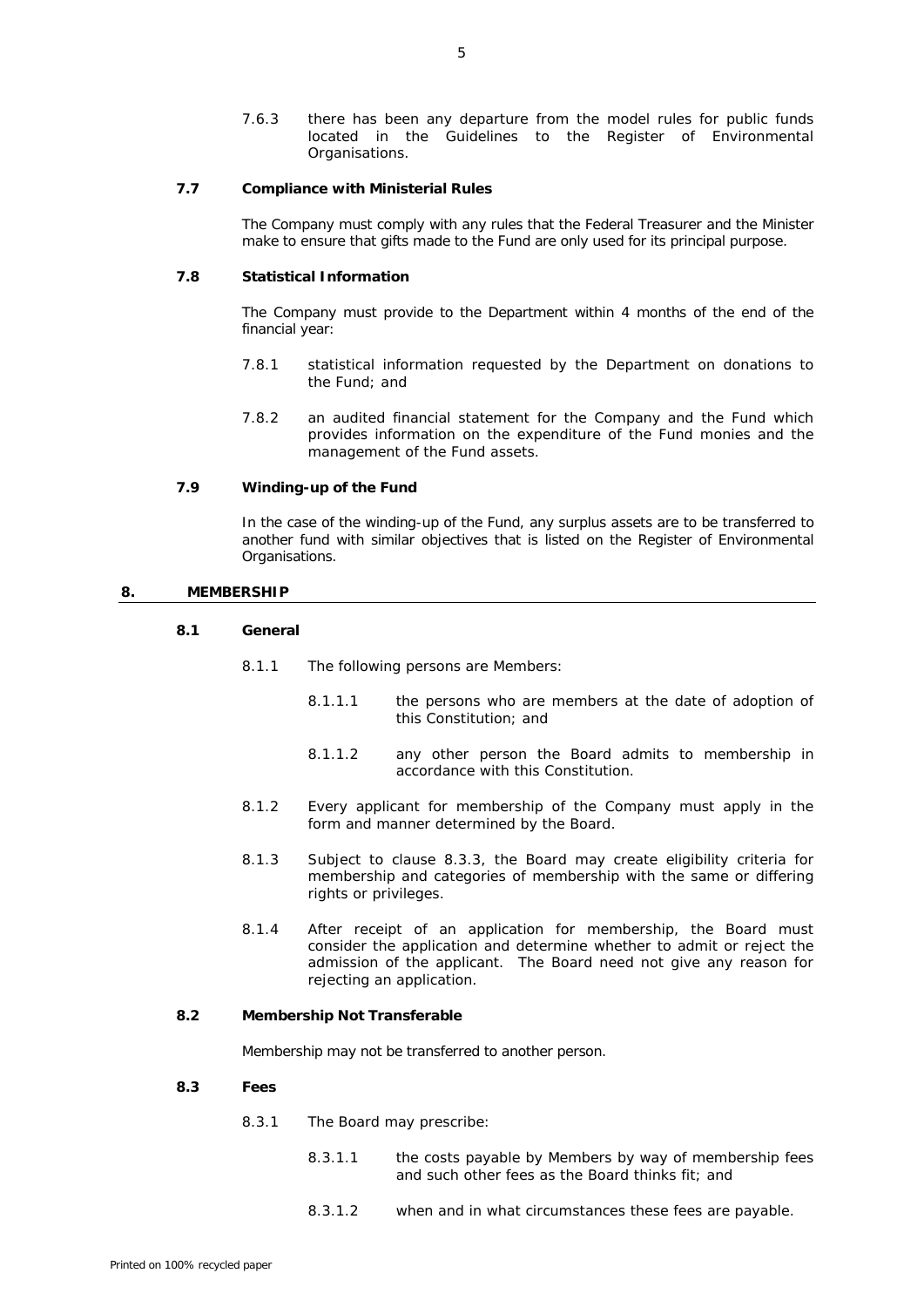7.6.3 there has been any departure from the model rules for public funds located in the Guidelines to the Register of Environmental Organisations.

### 7.7 Compliance with Ministerial Rules

The Company must comply with any rules that the Federal Treasurer and the Minister make to ensure that gifts made to the Fund are only used for its principal purpose.

### 7.8 Statistical Information

The Company must provide to the Department within 4 months of the end of the financial year:

7.8.1 statistical information requested by the Department on donations to the Fund; and

7.8.2 an audited financial statement for the Company and the Fund which provides information on the expenditure of the Fund monies and the management of the Fund assets.

### 7.9 Winding-up of the Fund

In the case of the winding-up of the Fund, any surplus assets are to be transferred to another fund with similar objectives that is listed on the Register of Environmental Organisations.

## 8. MEMBERSHIP

### 8.1 General

8.1.1 The following persons are Members:

8.1.1.1 the persons who are members at the date of adoption of this Constitution; and

8.1.1.2 any other person the Board admits to membership in accordance with this Constitution.

8.1.2 Every applicant for membership of the Company must apply in the form and manner determined by the Board.

8.1.3 Subject to clause 8.3.3, the Board may create eligibility criteria for membership and categories of membership with the same or differing rights or privileges.

8.1.4 After receipt of an application for membership, the Board must consider the application and determine whether to admit or reject the admission of the applicant. The Board need not give any reason for rejecting an application.

### 8.2 Membership Not Transferable

Membership may not be transferred to another person.

### 8.3 Fees

8.3.1 The Board may prescribe:

8.3.1.1 the costs payable by Members by way of membership fees and such other fees as the Board thinks fit; and

8.3.1.2 when and in what circumstances these fees are payable.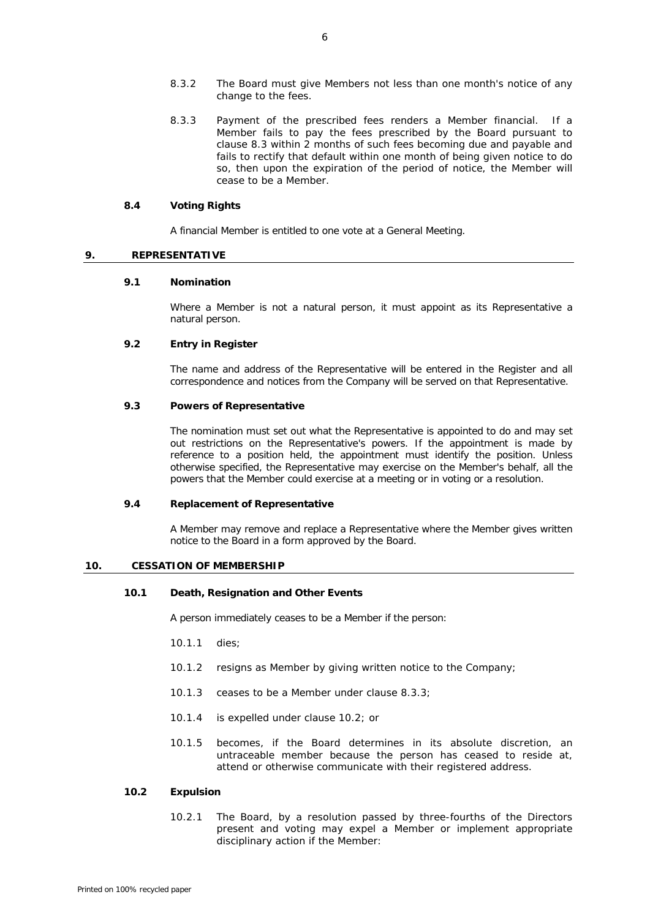8.3.2 The Board must give Members not less than one month's notice of any change to the fees.

8.3.3 Payment of the prescribed fees renders a Member financial. If a Member fails to pay the fees prescribed by the Board pursuant to clause 8.3 within 2 months of such fees becoming due and payable and fails to rectify that default within one month of being given notice to do so, then upon the expiration of the period of notice, the Member will cease to be a Member.

### 8.4 Voting Rights

A financial Member is entitled to one vote at a General Meeting.

## 9. REPRESENTATIVE

### 9.1 Nomination

Where a Member is not a natural person, it must appoint as its Representative a natural person.

### 9.2 Entry in Register

The name and address of the Representative will be entered in the Register and all correspondence and notices from the Company will be served on that Representative.

### 9.3 Powers of Representative

The nomination must set out what the Representative is appointed to do and may set out restrictions on the Representative's powers. If the appointment is made by reference to a position held, the appointment must identify the position. Unless otherwise specified, the Representative may exercise on the Member's behalf, all the powers that the Member could exercise at a meeting or in voting or a resolution.

### 9.4 Replacement of Representative

A Member may remove and replace a Representative where the Member gives written notice to the Board in a form approved by the Board.

## 10. CESSATION OF MEMBERSHIP

### 10.1 Death, Resignation and Other Events

A person immediately ceases to be a Member if the person:

10.1.1 dies;

10.1.2 resigns as Member by giving written notice to the Company;

10.1.3 ceases to be a Member under clause 8.3.3;

10.1.4 is expelled under clause 10.2; or

10.1.5 becomes, if the Board determines in its absolute discretion, an untraceable member because the person has ceased to reside at, attend or otherwise communicate with their registered address.

### 10.2 Expulsion

10.2.1 The Board, by a resolution passed by three-fourths of the Directors present and voting may expel a Member or implement appropriate disciplinary action if the Member: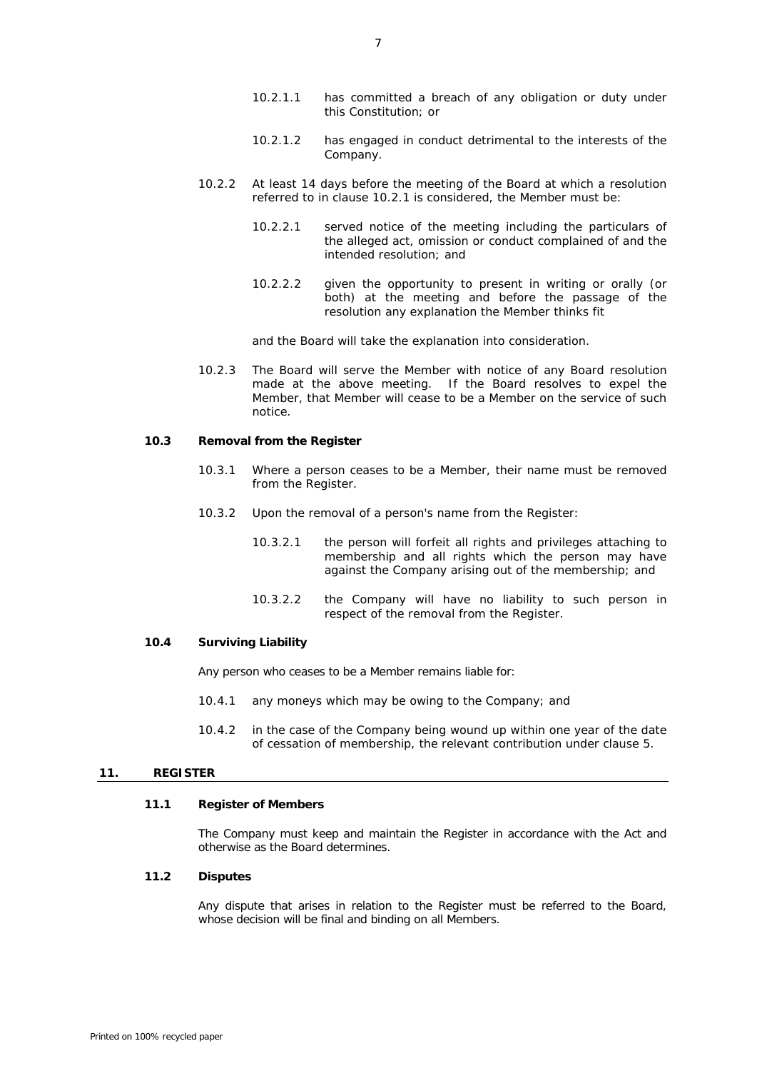10.2.1.1 has committed a breach of any obligation or duty under this Constitution; or

10.2.1.2 has engaged in conduct detrimental to the interests of the Company.

10.2.2 At least 14 days before the meeting of the Board at which a resolution referred to in clause 10.2.1 is considered, the Member must be:

10.2.2.1 served notice of the meeting including the particulars of the alleged act, omission or conduct complained of and the intended resolution; and

10.2.2.2 given the opportunity to present in writing or orally (or both) at the meeting and before the passage of the resolution any explanation the Member thinks fit

and the Board will take the explanation into consideration.

10.2.3 The Board will serve the Member with notice of any Board resolution made at the above meeting. If the Board resolves to expel the Member, that Member will cease to be a Member on the service of such notice.

### 10.3 Removal from the Register

10.3.1 Where a person ceases to be a Member, their name must be removed from the Register.

10.3.2 Upon the removal of a person's name from the Register:

10.3.2.1 the person will forfeit all rights and privileges attaching to membership and all rights which the person may have against the Company arising out of the membership; and

10.3.2.2 the Company will have no liability to such person in respect of the removal from the Register.

### 10.4 Surviving Liability

Any person who ceases to be a Member remains liable for:

10.4.1 any moneys which may be owing to the Company; and

10.4.2 in the case of the Company being wound up within one year of the date of cessation of membership, the relevant contribution under clause 5.

## 11. REGISTER

### 11.1 Register of Members

The Company must keep and maintain the Register in accordance with the Act and otherwise as the Board determines.

### 11.2 Disputes

Any dispute that arises in relation to the Register must be referred to the Board, whose decision will be final and binding on all Members.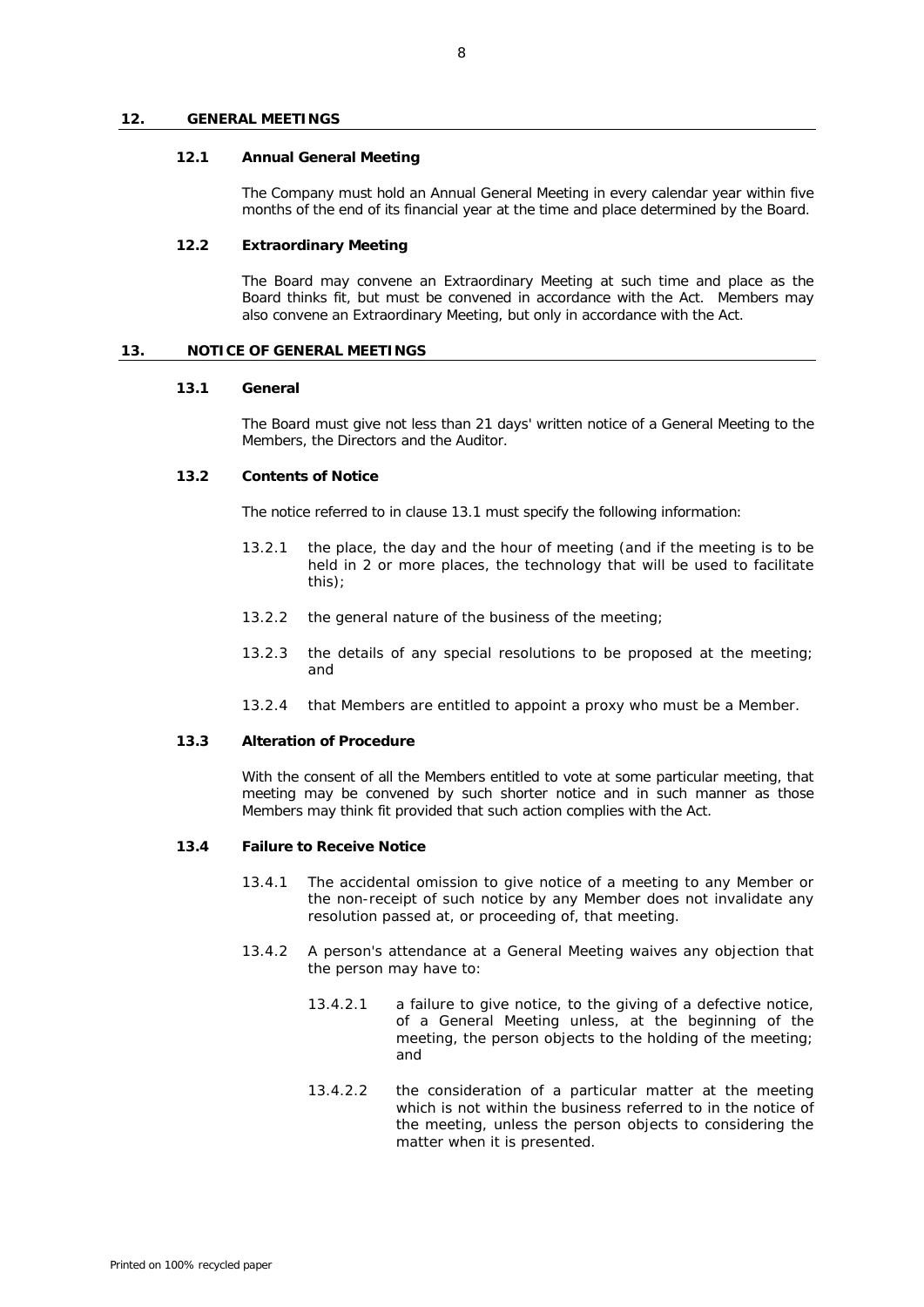## 12. GENERAL MEETINGS

### 12.1 Annual General Meeting

The Company must hold an Annual General Meeting in every calendar year within five months of the end of its financial year at the time and place determined by the Board.

### 12.2 Extraordinary Meeting

The Board may convene an Extraordinary Meeting at such time and place as the Board thinks fit, but must be convened in accordance with the Act. Members may also convene an Extraordinary Meeting, but only in accordance with the Act.

## 13. NOTICE OF GENERAL MEETINGS

### 13.1 General

The Board must give not less than 21 days' written notice of a General Meeting to the Members, the Directors and the Auditor.

### 13.2 Contents of Notice

The notice referred to in clause 13.1 must specify the following information:

13.2.1 the place, the day and the hour of meeting (and if the meeting is to be held in 2 or more places, the technology that will be used to facilitate this);

13.2.2 the general nature of the business of the meeting;

13.2.3 the details of any special resolutions to be proposed at the meeting; and

13.2.4 that Members are entitled to appoint a proxy who must be a Member.

### 13.3 Alteration of Procedure

With the consent of all the Members entitled to vote at some particular meeting, that meeting may be convened by such shorter notice and in such manner as those Members may think fit provided that such action complies with the Act.

### 13.4 Failure to Receive Notice

13.4.1 The accidental omission to give notice of a meeting to any Member or the non-receipt of such notice by any Member does not invalidate any resolution passed at, or proceeding of, that meeting.

13.4.2 A person's attendance at a General Meeting waives any objection that the person may have to:

13.4.2.1 a failure to give notice, to the giving of a defective notice, of a General Meeting unless, at the beginning of the meeting, the person objects to the holding of the meeting; and

13.4.2.2 the consideration of a particular matter at the meeting which is not within the business referred to in the notice of the meeting, unless the person objects to considering the matter when it is presented.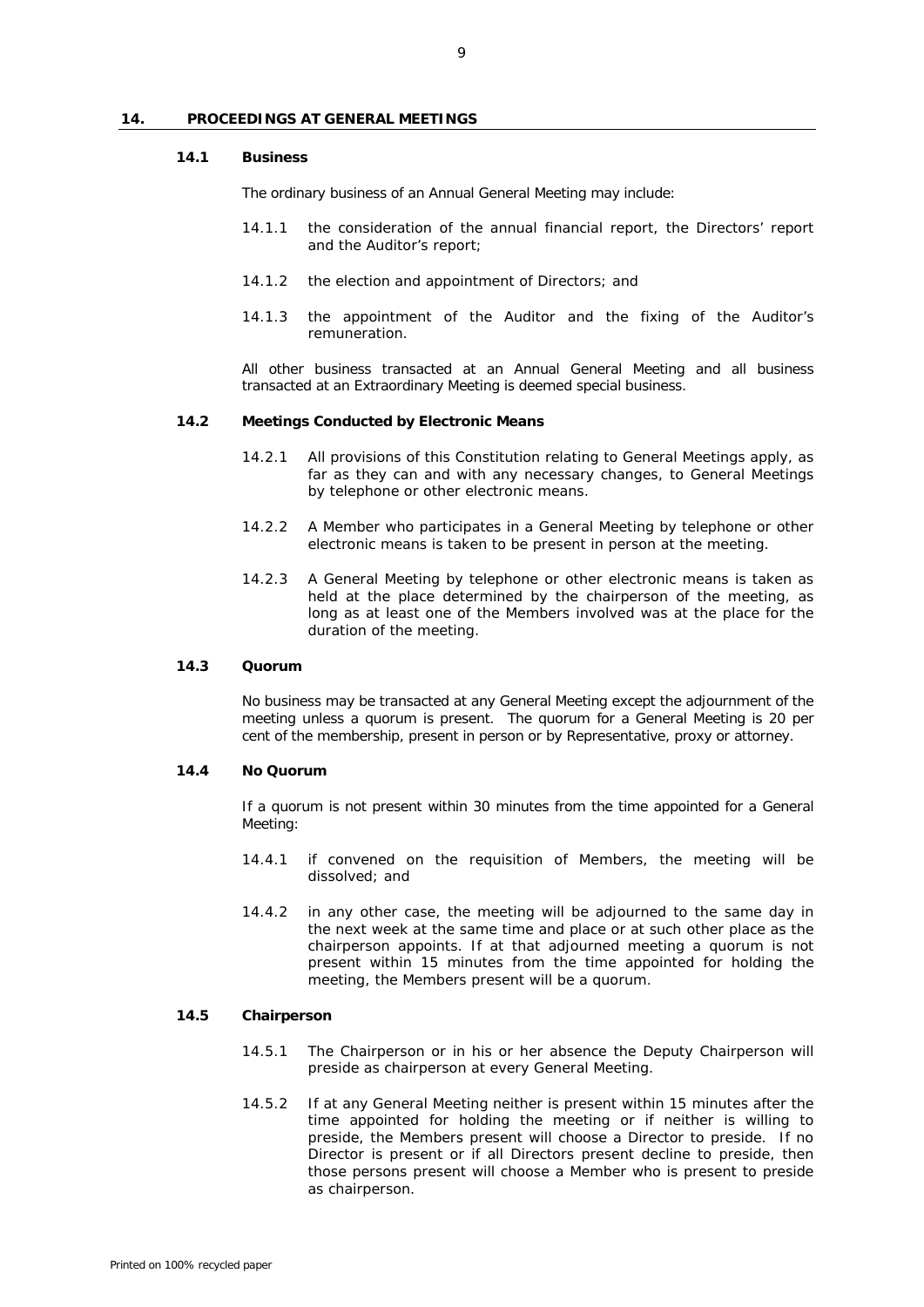## 14. PROCEEDINGS AT GENERAL MEETINGS

### 14.1 Business

The ordinary business of an Annual General Meeting may include:

14.1.1 the consideration of the annual financial report, the Directors' report and the Auditor's report;

14.1.2 the election and appointment of Directors; and

14.1.3 the appointment of the Auditor and the fixing of the Auditor's remuneration.

All other business transacted at an Annual General Meeting and all business transacted at an Extraordinary Meeting is deemed special business.

### 14.2 Meetings Conducted by Electronic Means

14.2.1 All provisions of this Constitution relating to General Meetings apply, as far as they can and with any necessary changes, to General Meetings by telephone or other electronic means.

14.2.2 A Member who participates in a General Meeting by telephone or other electronic means is taken to be present in person at the meeting.

14.2.3 A General Meeting by telephone or other electronic means is taken as held at the place determined by the chairperson of the meeting, as long as at least one of the Members involved was at the place for the duration of the meeting.

### 14.3 Quorum

No business may be transacted at any General Meeting except the adjournment of the meeting unless a quorum is present. The quorum for a General Meeting is 20 per cent of the membership, present in person or by Representative, proxy or attorney.

### 14.4 No Quorum

If a quorum is not present within 30 minutes from the time appointed for a General Meeting:

14.4.1 if convened on the requisition of Members, the meeting will be dissolved; and

14.4.2 in any other case, the meeting will be adjourned to the same day in the next week at the same time and place or at such other place as the chairperson appoints. If at that adjourned meeting a quorum is not present within 15 minutes from the time appointed for holding the meeting, the Members present will be a quorum.

### 14.5 Chairperson

14.5.1 The Chairperson or in his or her absence the Deputy Chairperson will preside as chairperson at every General Meeting.

14.5.2 If at any General Meeting neither is present within 15 minutes after the time appointed for holding the meeting or if neither is willing to preside, the Members present will choose a Director to preside. If no Director is present or if all Directors present decline to preside, then those persons present will choose a Member who is present to preside as chairperson.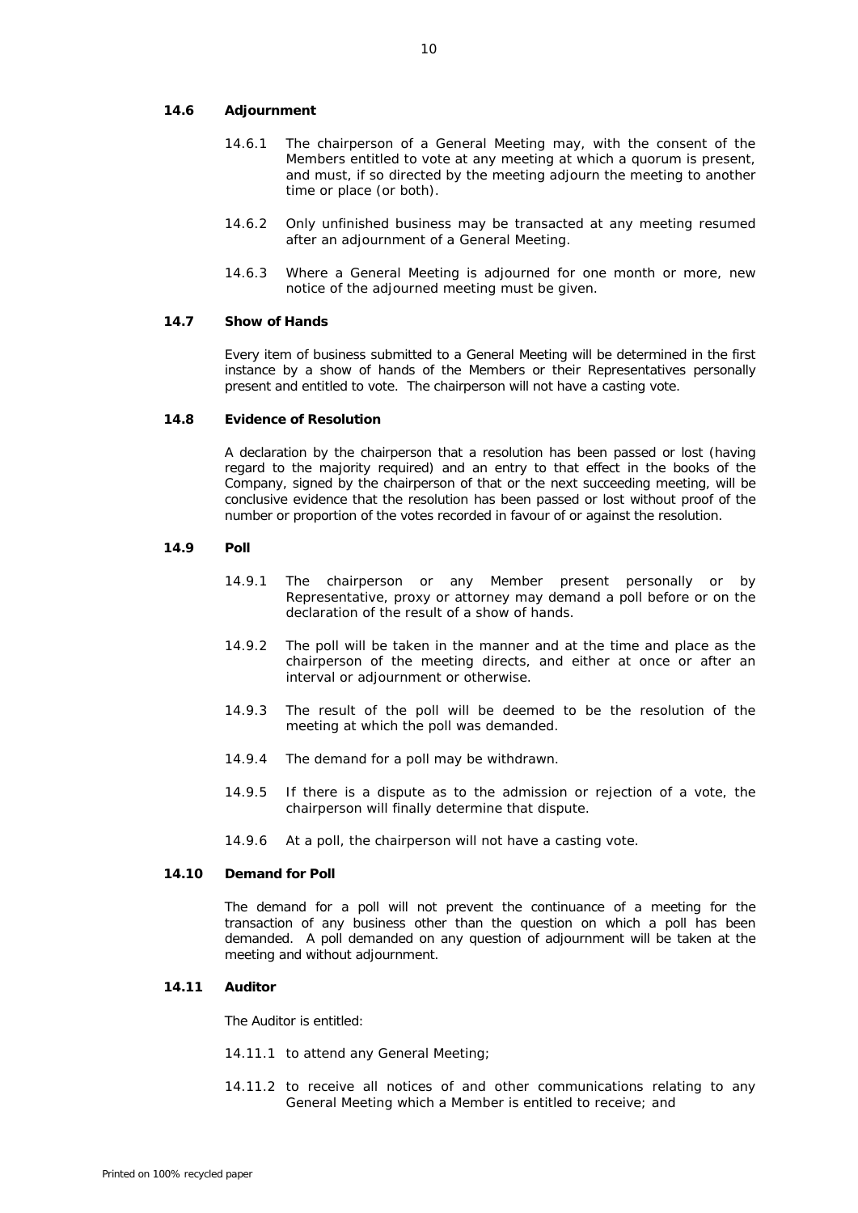### 14.6 Adjournment

14.6.1 The chairperson of a General Meeting may, with the consent of the Members entitled to vote at any meeting at which a quorum is present, and must, if so directed by the meeting adjourn the meeting to another time or place (or both).

14.6.2 Only unfinished business may be transacted at any meeting resumed after an adjournment of a General Meeting.

14.6.3 Where a General Meeting is adjourned for one month or more, new notice of the adjourned meeting must be given.

### 14.7 Show of Hands

Every item of business submitted to a General Meeting will be determined in the first instance by a show of hands of the Members or their Representatives personally present and entitled to vote. The chairperson will not have a casting vote.

### 14.8 Evidence of Resolution

A declaration by the chairperson that a resolution has been passed or lost (having regard to the majority required) and an entry to that effect in the books of the Company, signed by the chairperson of that or the next succeeding meeting, will be conclusive evidence that the resolution has been passed or lost without proof of the number or proportion of the votes recorded in favour of or against the resolution.

### 14.9 Poll

14.9.1 The chairperson or any Member present personally or by Representative, proxy or attorney may demand a poll before or on the declaration of the result of a show of hands.

14.9.2 The poll will be taken in the manner and at the time and place as the chairperson of the meeting directs, and either at once or after an interval or adjournment or otherwise.

14.9.3 The result of the poll will be deemed to be the resolution of the meeting at which the poll was demanded.

14.9.4 The demand for a poll may be withdrawn.

14.9.5 If there is a dispute as to the admission or rejection of a vote, the chairperson will finally determine that dispute.

14.9.6 At a poll, the chairperson will not have a casting vote.

### 14.10 Demand for Poll

The demand for a poll will not prevent the continuance of a meeting for the transaction of any business other than the question on which a poll has been demanded. A poll demanded on any question of adjournment will be taken at the meeting and without adjournment.

### 14.11 Auditor

The Auditor is entitled:

14.11.1 to attend any General Meeting;

14.11.2 to receive all notices of and other communications relating to any General Meeting which a Member is entitled to receive; and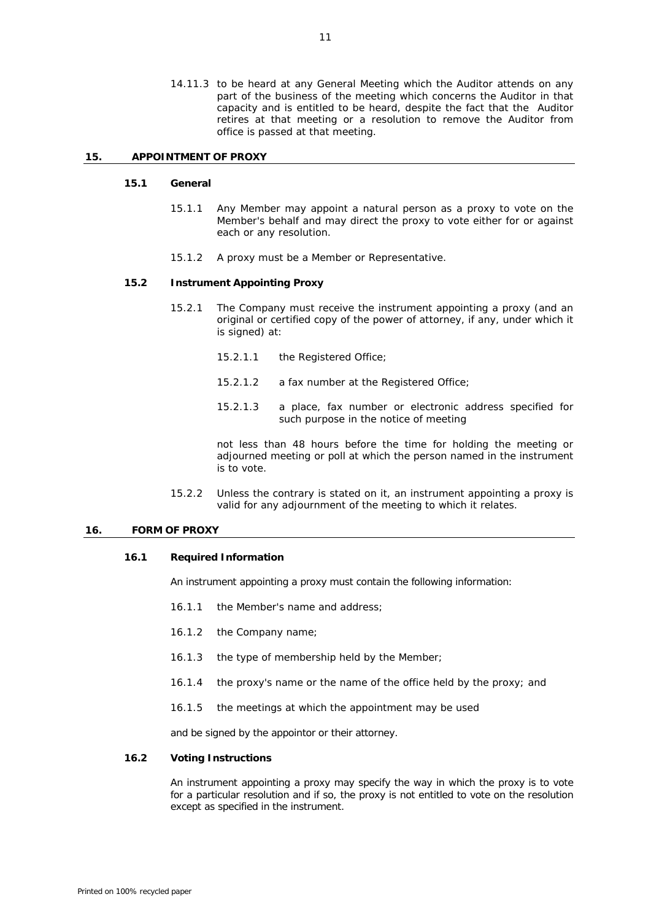14.11.3 to be heard at any General Meeting which the Auditor attends on any part of the business of the meeting which concerns the Auditor in that capacity and is entitled to be heard, despite the fact that the Auditor retires at that meeting or a resolution to remove the Auditor from office is passed at that meeting.

## 15. APPOINTMENT OF PROXY

### 15.1 General

15.1.1 Any Member may appoint a natural person as a proxy to vote on the Member's behalf and may direct the proxy to vote either for or against each or any resolution.

15.1.2 A proxy must be a Member or Representative.

### 15.2 Instrument Appointing Proxy

15.2.1 The Company must receive the instrument appointing a proxy (and an original or certified copy of the power of attorney, if any, under which it is signed) at:

15.2.1.1 the Registered Office;

15.2.1.2 a fax number at the Registered Office;

15.2.1.3 a place, fax number or electronic address specified for such purpose in the notice of meeting

not less than 48 hours before the time for holding the meeting or adjourned meeting or poll at which the person named in the instrument is to vote.

15.2.2 Unless the contrary is stated on it, an instrument appointing a proxy is valid for any adjournment of the meeting to which it relates.

## 16. FORM OF PROXY

### 16.1 Required Information

An instrument appointing a proxy must contain the following information:

16.1.1 the Member's name and address;

16.1.2 the Company name;

16.1.3 the type of membership held by the Member;

16.1.4 the proxy's name or the name of the office held by the proxy; and

16.1.5 the meetings at which the appointment may be used

and be signed by the appointor or their attorney.

### 16.2 Voting Instructions

An instrument appointing a proxy may specify the way in which the proxy is to vote for a particular resolution and if so, the proxy is not entitled to vote on the resolution except as specified in the instrument.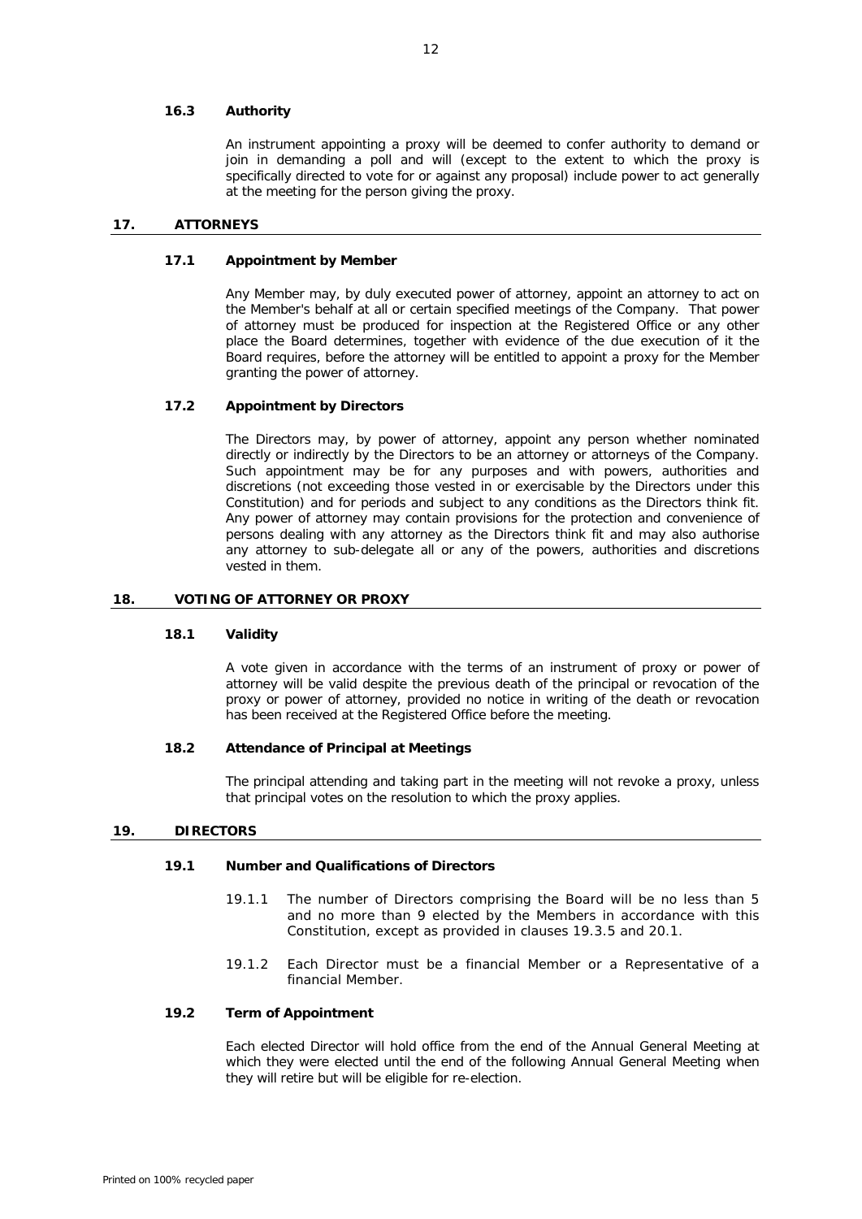### 16.3 Authority

An instrument appointing a proxy will be deemed to confer authority to demand or join in demanding a poll and will (except to the extent to which the proxy is specifically directed to vote for or against any proposal) include power to act generally at the meeting for the person giving the proxy.

## 17. ATTORNEYS

### 17.1 Appointment by Member

Any Member may, by duly executed power of attorney, appoint an attorney to act on the Member's behalf at all or certain specified meetings of the Company. That power of attorney must be produced for inspection at the Registered Office or any other place the Board determines, together with evidence of the due execution of it the Board requires, before the attorney will be entitled to appoint a proxy for the Member granting the power of attorney.

### 17.2 Appointment by Directors

The Directors may, by power of attorney, appoint any person whether nominated directly or indirectly by the Directors to be an attorney or attorneys of the Company. Such appointment may be for any purposes and with powers, authorities and discretions (not exceeding those vested in or exercisable by the Directors under this Constitution) and for periods and subject to any conditions as the Directors think fit. Any power of attorney may contain provisions for the protection and convenience of persons dealing with any attorney as the Directors think fit and may also authorise any attorney to sub-delegate all or any of the powers, authorities and discretions vested in them.

## 18. VOTING OF ATTORNEY OR PROXY

### 18.1 Validity

A vote given in accordance with the terms of an instrument of proxy or power of attorney will be valid despite the previous death of the principal or revocation of the proxy or power of attorney, provided no notice in writing of the death or revocation has been received at the Registered Office before the meeting.

### 18.2 Attendance of Principal at Meetings

The principal attending and taking part in the meeting will not revoke a proxy, unless that principal votes on the resolution to which the proxy applies.

## 19. DIRECTORS

### 19.1 Number and Qualifications of Directors

19.1.1 The number of Directors comprising the Board will be no less than 5 and no more than 9 elected by the Members in accordance with this Constitution, except as provided in clauses 19.3.5 and 20.1.

19.1.2 Each Director must be a financial Member or a Representative of a financial Member.

### 19.2 Term of Appointment

Each elected Director will hold office from the end of the Annual General Meeting at which they were elected until the end of the following Annual General Meeting when they will retire but will be eligible for re-election.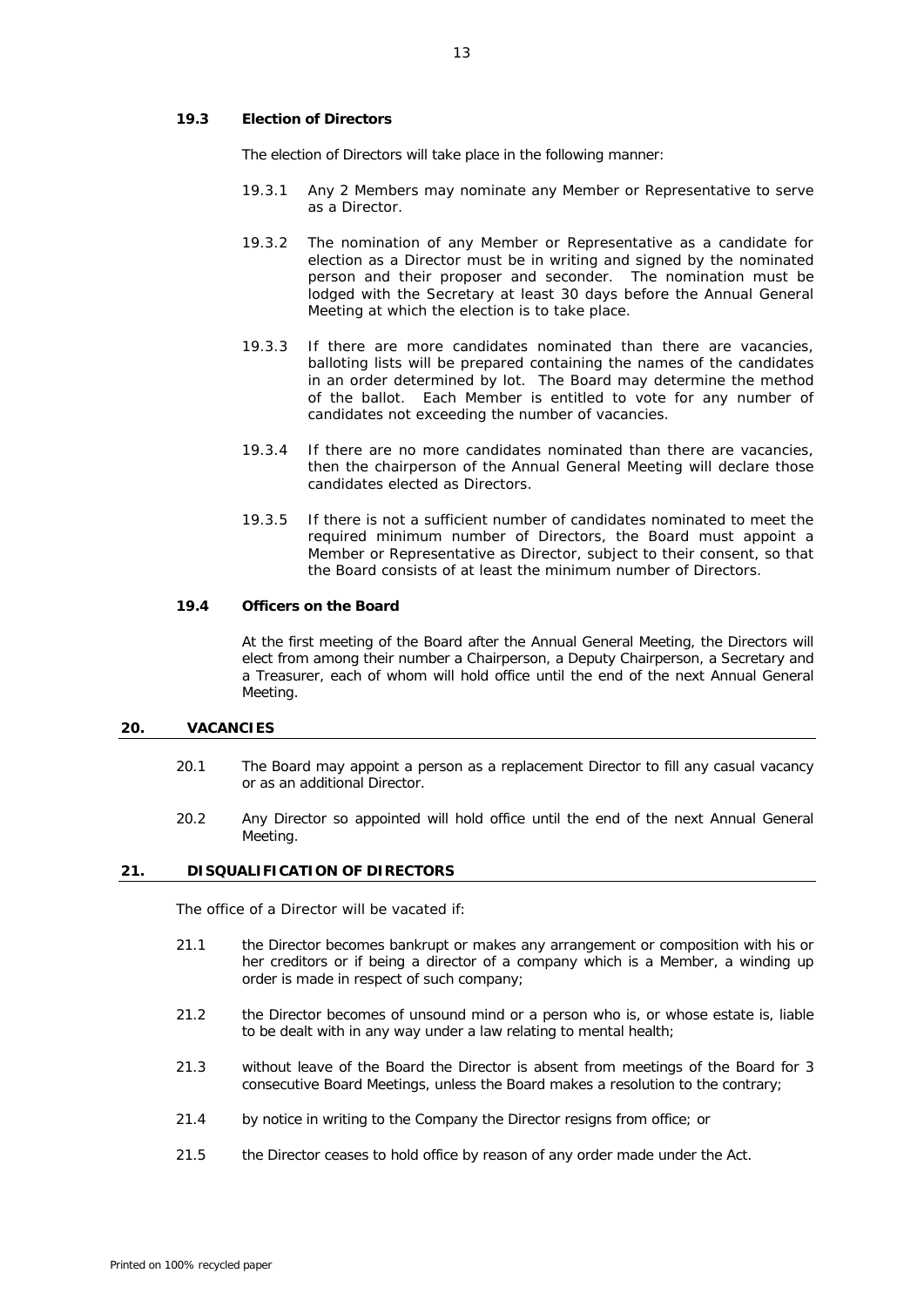### 19.3 Election of Directors

The election of Directors will take place in the following manner:

19.3.1 Any 2 Members may nominate any Member or Representative to serve as a Director.

19.3.2 The nomination of any Member or Representative as a candidate for election as a Director must be in writing and signed by the nominated person and their proposer and seconder. The nomination must be lodged with the Secretary at least 30 days before the Annual General Meeting at which the election is to take place.

19.3.3 If there are more candidates nominated than there are vacancies, balloting lists will be prepared containing the names of the candidates in an order determined by lot. The Board may determine the method of the ballot. Each Member is entitled to vote for any number of candidates not exceeding the number of vacancies.

19.3.4 If there are no more candidates nominated than there are vacancies, then the chairperson of the Annual General Meeting will declare those candidates elected as Directors.

19.3.5 If there is not a sufficient number of candidates nominated to meet the required minimum number of Directors, the Board must appoint a Member or Representative as Director, subject to their consent, so that the Board consists of at least the minimum number of Directors.

### 19.4 Officers on the Board

At the first meeting of the Board after the Annual General Meeting, the Directors will elect from among their number a Chairperson, a Deputy Chairperson, a Secretary and a Treasurer, each of whom will hold office until the end of the next Annual General Meeting.

## 20. VACANCIES

20.1 The Board may appoint a person as a replacement Director to fill any casual vacancy or as an additional Director.

20.2 Any Director so appointed will hold office until the end of the next Annual General Meeting.

## 21. DISQUALIFICATION OF DIRECTORS

The office of a Director will be vacated if:

21.1 the Director becomes bankrupt or makes any arrangement or composition with his or her creditors or if being a director of a company which is a Member, a winding up order is made in respect of such company;

21.2 the Director becomes of unsound mind or a person who is, or whose estate is, liable to be dealt with in any way under a law relating to mental health;

21.3 without leave of the Board the Director is absent from meetings of the Board for 3 consecutive Board Meetings, unless the Board makes a resolution to the contrary;

21.4 by notice in writing to the Company the Director resigns from office; or

21.5 the Director ceases to hold office by reason of any order made under the Act.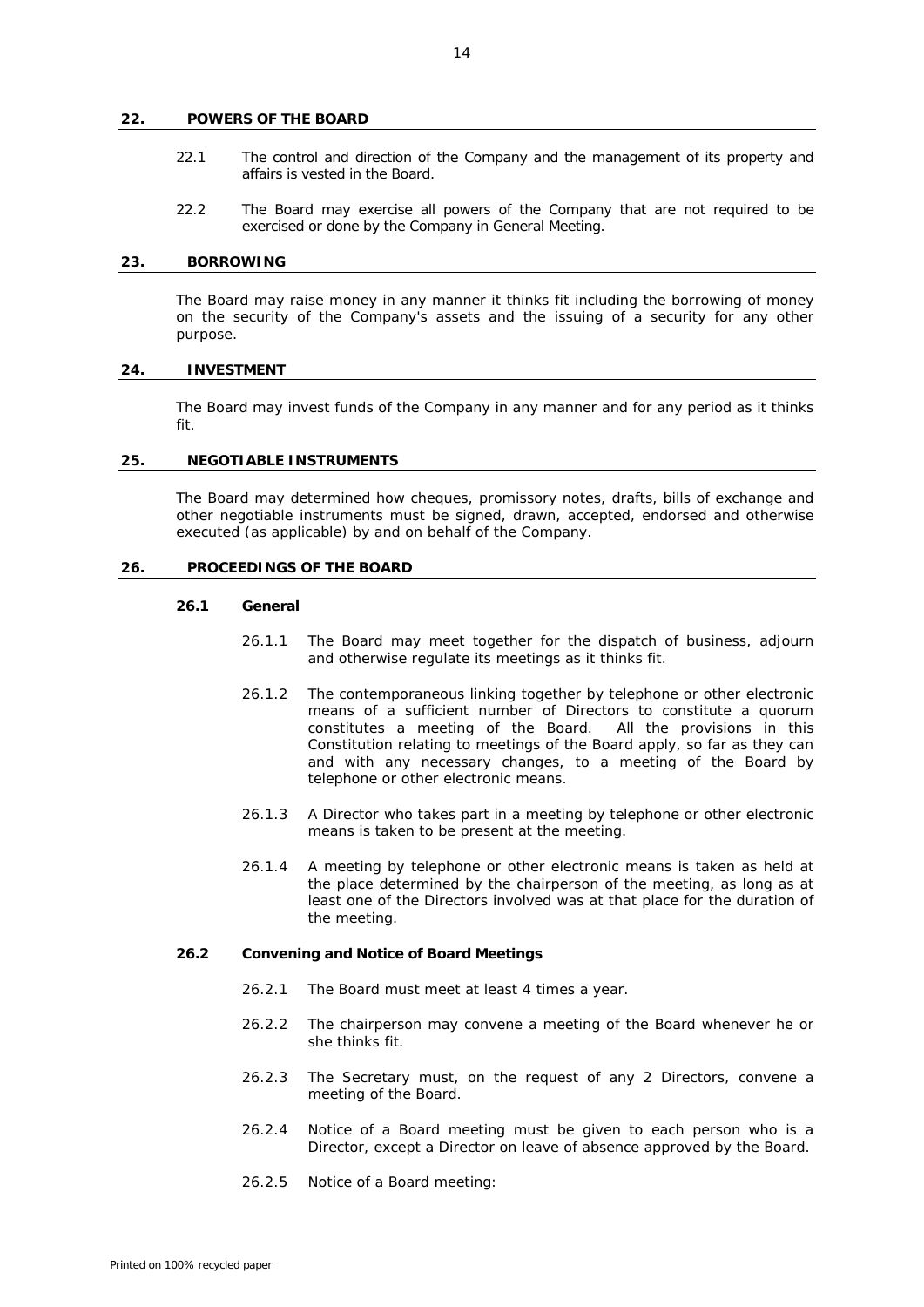## 22. POWERS OF THE BOARD

22.1 The control and direction of the Company and the management of its property and affairs is vested in the Board.

22.2 The Board may exercise all powers of the Company that are not required to be exercised or done by the Company in General Meeting.

## 23. BORROWING

The Board may raise money in any manner it thinks fit including the borrowing of money on the security of the Company's assets and the issuing of a security for any other purpose.

## 24. INVESTMENT

The Board may invest funds of the Company in any manner and for any period as it thinks fit.

## 25. NEGOTIABLE INSTRUMENTS

The Board may determined how cheques, promissory notes, drafts, bills of exchange and other negotiable instruments must be signed, drawn, accepted, endorsed and otherwise executed (as applicable) by and on behalf of the Company.

## 26. PROCEEDINGS OF THE BOARD

### 26.1 General

26.1.1 The Board may meet together for the dispatch of business, adjourn and otherwise regulate its meetings as it thinks fit.

26.1.2 The contemporaneous linking together by telephone or other electronic means of a sufficient number of Directors to constitute a quorum constitutes a meeting of the Board. All the provisions in this Constitution relating to meetings of the Board apply, so far as they can and with any necessary changes, to a meeting of the Board by telephone or other electronic means.

26.1.3 A Director who takes part in a meeting by telephone or other electronic means is taken to be present at the meeting.

26.1.4 A meeting by telephone or other electronic means is taken as held at the place determined by the chairperson of the meeting, as long as at least one of the Directors involved was at that place for the duration of the meeting.

### 26.2 Convening and Notice of Board Meetings

26.2.1 The Board must meet at least 4 times a year.

26.2.2 The chairperson may convene a meeting of the Board whenever he or she thinks fit.

26.2.3 The Secretary must, on the request of any 2 Directors, convene a meeting of the Board.

26.2.4 Notice of a Board meeting must be given to each person who is a Director, except a Director on leave of absence approved by the Board.

26.2.5 Notice of a Board meeting: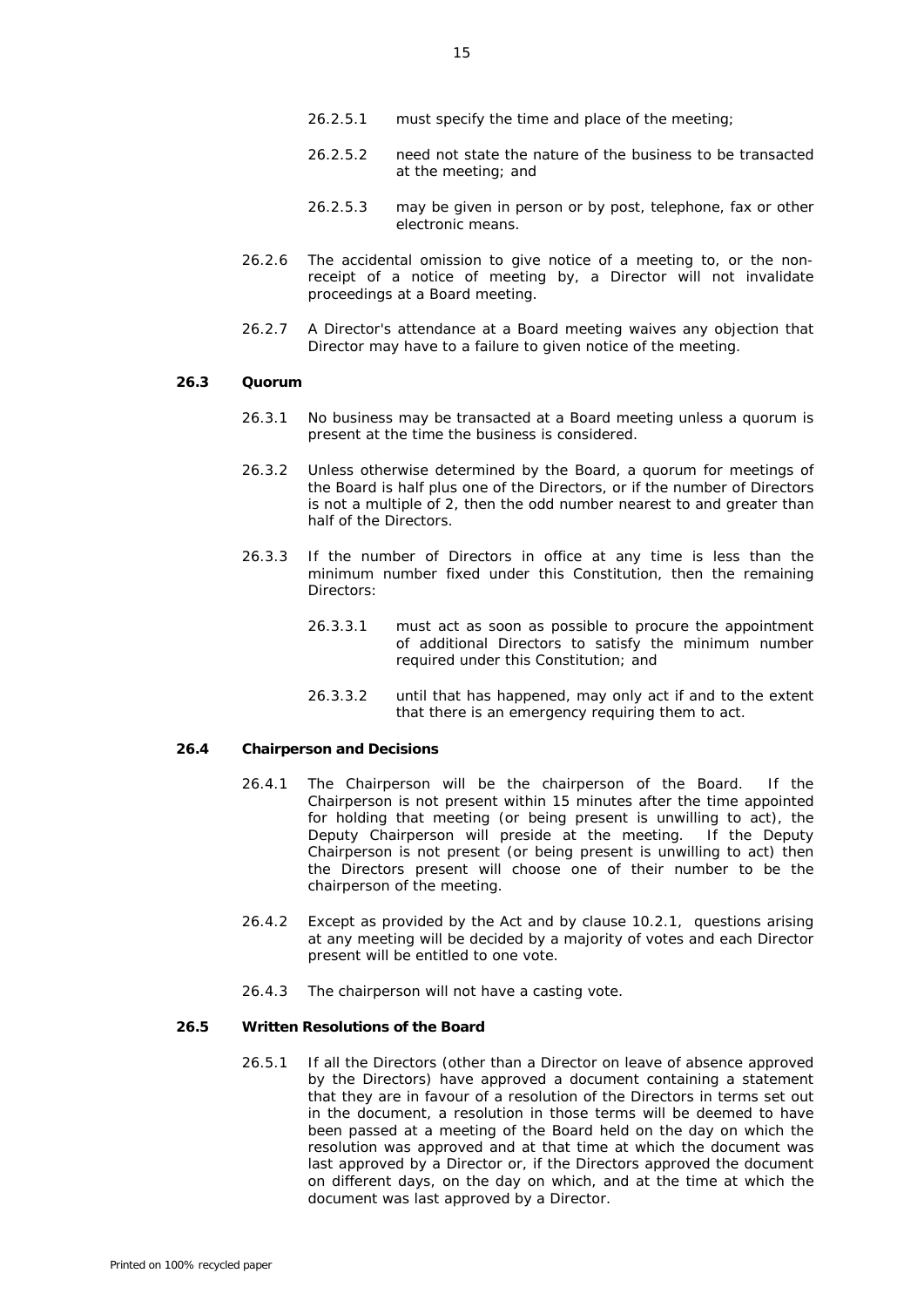26.2.5.1 must specify the time and place of the meeting;

26.2.5.2 need not state the nature of the business to be transacted at the meeting; and

26.2.5.3 may be given in person or by post, telephone, fax or other electronic means.

26.2.6 The accidental omission to give notice of a meeting to, or the non-receipt of a notice of meeting by, a Director will not invalidate proceedings at a Board meeting.

26.2.7 A Director's attendance at a Board meeting waives any objection that Director may have to a failure to given notice of the meeting.

**26.3 Quorum**

26.3.1 No business may be transacted at a Board meeting unless a quorum is present at the time the business is considered.

26.3.2 Unless otherwise determined by the Board, a quorum for meetings of the Board is half plus one of the Directors, or if the number of Directors is not a multiple of 2, then the odd number nearest to and greater than half of the Directors.

26.3.3 If the number of Directors in office at any time is less than the minimum number fixed under this Constitution, then the remaining Directors:

26.3.3.1 must act as soon as possible to procure the appointment of additional Directors to satisfy the minimum number required under this Constitution; and

26.3.3.2 until that has happened, may only act if and to the extent that there is an emergency requiring them to act.

**26.4 Chairperson and Decisions**

26.4.1 The Chairperson will be the chairperson of the Board. If the Chairperson is not present within 15 minutes after the time appointed for holding that meeting (or being present is unwilling to act), the Deputy Chairperson will preside at the meeting. If the Deputy Chairperson is not present (or being present is unwilling to act) then the Directors present will choose one of their number to be the chairperson of the meeting.

26.4.2 Except as provided by the Act and by clause 10.2.1, questions arising at any meeting will be decided by a majority of votes and each Director present will be entitled to one vote.

26.4.3 The chairperson will not have a casting vote.

**26.5 Written Resolutions of the Board**

26.5.1 If all the Directors (other than a Director on leave of absence approved by the Directors) have approved a document containing a statement that they are in favour of a resolution of the Directors in terms set out in the document, a resolution in those terms will be deemed to have been passed at a meeting of the Board held on the day on which the resolution was approved and at that time at which the document was last approved by a Director or, if the Directors approved the document on different days, on the day on which, and at the time at which the document was last approved by a Director.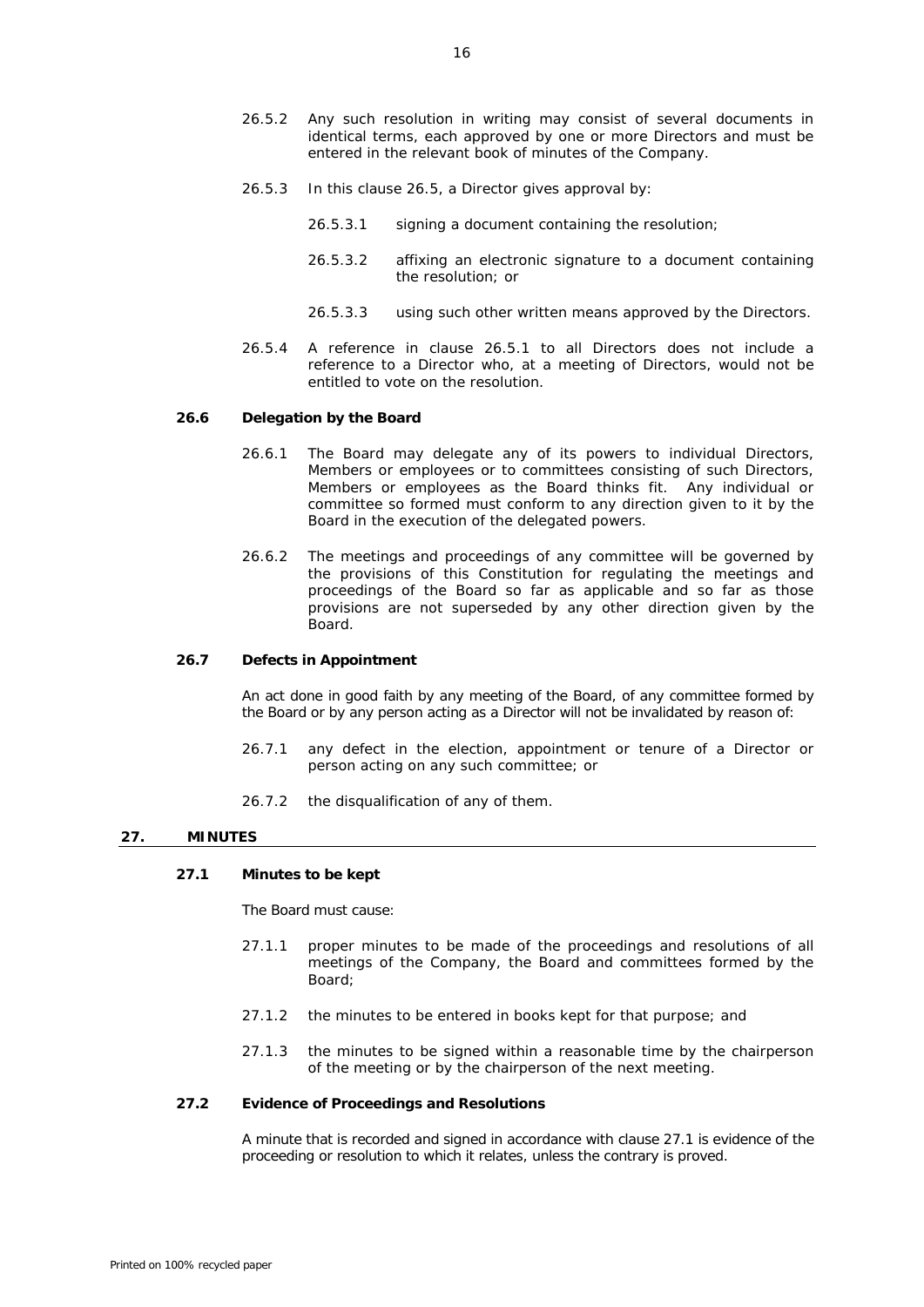26.5.2 Any such resolution in writing may consist of several documents in identical terms, each approved by one or more Directors and must be entered in the relevant book of minutes of the Company.

26.5.3 In this clause 26.5, a Director gives approval by:

26.5.3.1 signing a document containing the resolution;

26.5.3.2 affixing an electronic signature to a document containing the resolution; or

26.5.3.3 using such other written means approved by the Directors.

26.5.4 A reference in clause 26.5.1 to all Directors does not include a reference to a Director who, at a meeting of Directors, would not be entitled to vote on the resolution.

### 26.6 Delegation by the Board

26.6.1 The Board may delegate any of its powers to individual Directors, Members or employees or to committees consisting of such Directors, Members or employees as the Board thinks fit. Any individual or committee so formed must conform to any direction given to it by the Board in the execution of the delegated powers.

26.6.2 The meetings and proceedings of any committee will be governed by the provisions of this Constitution for regulating the meetings and proceedings of the Board so far as applicable and so far as those provisions are not superseded by any other direction given by the Board.

### 26.7 Defects in Appointment

An act done in good faith by any meeting of the Board, of any committee formed by the Board or by any person acting as a Director will not be invalidated by reason of:

26.7.1 any defect in the election, appointment or tenure of a Director or person acting on any such committee; or

26.7.2 the disqualification of any of them.

## 27. MINUTES

### 27.1 Minutes to be kept

The Board must cause:

27.1.1 proper minutes to be made of the proceedings and resolutions of all meetings of the Company, the Board and committees formed by the Board;

27.1.2 the minutes to be entered in books kept for that purpose; and

27.1.3 the minutes to be signed within a reasonable time by the chairperson of the meeting or by the chairperson of the next meeting.

### 27.2 Evidence of Proceedings and Resolutions

A minute that is recorded and signed in accordance with clause 27.1 is evidence of the proceeding or resolution to which it relates, unless the contrary is proved.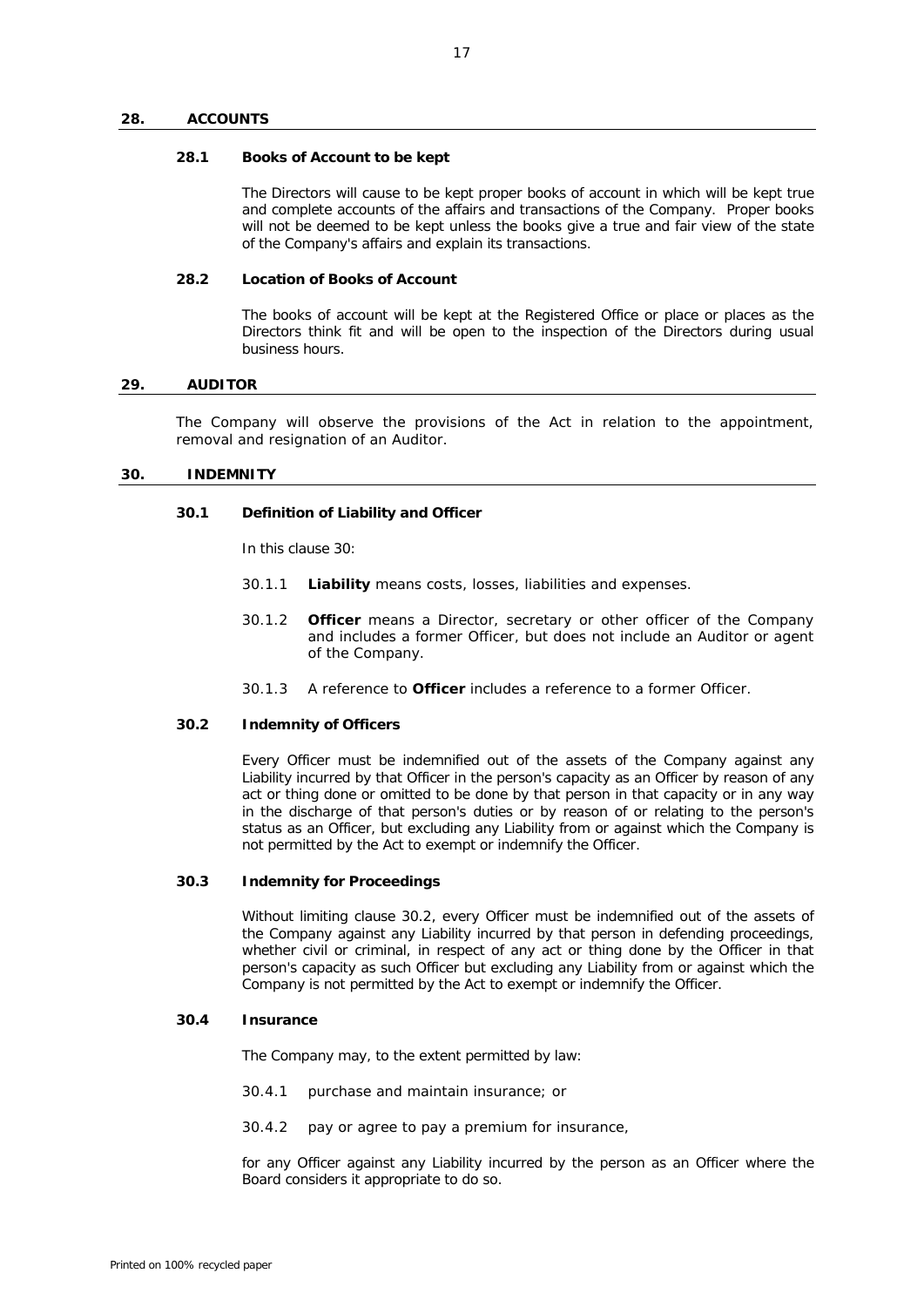## 28. ACCOUNTS

### 28.1 Books of Account to be kept

The Directors will cause to be kept proper books of account in which will be kept true and complete accounts of the affairs and transactions of the Company. Proper books will not be deemed to be kept unless the books give a true and fair view of the state of the Company's affairs and explain its transactions.

### 28.2 Location of Books of Account

The books of account will be kept at the Registered Office or place or places as the Directors think fit and will be open to the inspection of the Directors during usual business hours.

## 29. AUDITOR

The Company will observe the provisions of the Act in relation to the appointment, removal and resignation of an Auditor.

## 30. INDEMNITY

### 30.1 Definition of Liability and Officer

In this clause 30:

30.1.1 **Liability** means costs, losses, liabilities and expenses.

30.1.2 **Officer** means a Director, secretary or other officer of the Company and includes a former Officer, but does not include an Auditor or agent of the Company.

30.1.3 A reference to **Officer** includes a reference to a former Officer.

### 30.2 Indemnity of Officers

Every Officer must be indemnified out of the assets of the Company against any Liability incurred by that Officer in the person's capacity as an Officer by reason of any act or thing done or omitted to be done by that person in that capacity or in any way in the discharge of that person's duties or by reason of or relating to the person's status as an Officer, but excluding any Liability from or against which the Company is not permitted by the Act to exempt or indemnify the Officer.

### 30.3 Indemnity for Proceedings

Without limiting clause 30.2, every Officer must be indemnified out of the assets of the Company against any Liability incurred by that person in defending proceedings, whether civil or criminal, in respect of any act or thing done by the Officer in that person's capacity as such Officer but excluding any Liability from or against which the Company is not permitted by the Act to exempt or indemnify the Officer.

### 30.4 Insurance

The Company may, to the extent permitted by law:

30.4.1 purchase and maintain insurance; or

30.4.2 pay or agree to pay a premium for insurance,

for any Officer against any Liability incurred by the person as an Officer where the Board considers it appropriate to do so.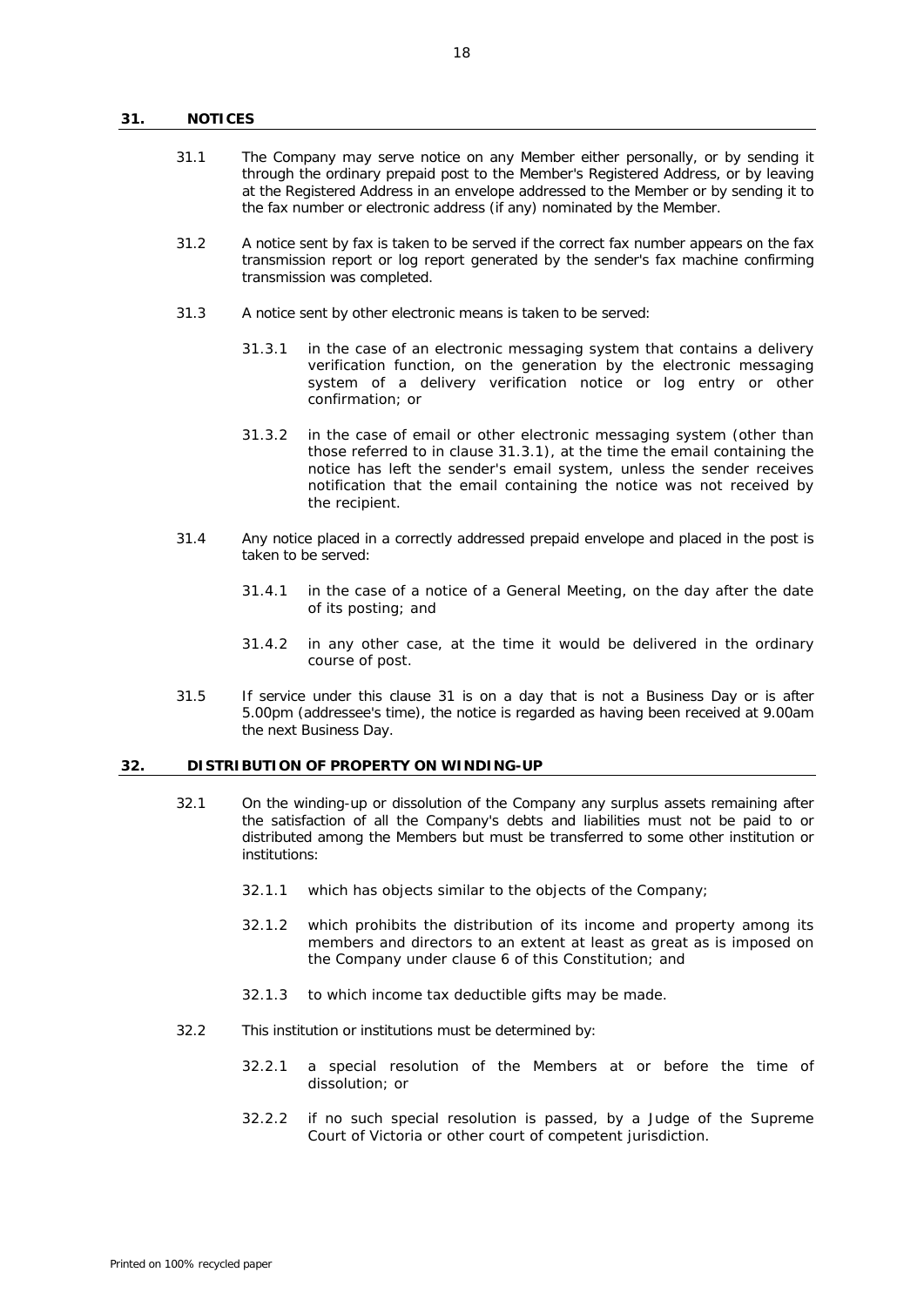## 31. NOTICES

31.1 The Company may serve notice on any Member either personally, or by sending it through the ordinary prepaid post to the Member's Registered Address, or by leaving at the Registered Address in an envelope addressed to the Member or by sending it to the fax number or electronic address (if any) nominated by the Member.

31.2 A notice sent by fax is taken to be served if the correct fax number appears on the fax transmission report or log report generated by the sender's fax machine confirming transmission was completed.

31.3 A notice sent by other electronic means is taken to be served:

31.3.1 in the case of an electronic messaging system that contains a delivery verification function, on the generation by the electronic messaging system of a delivery verification notice or log entry or other confirmation; or

31.3.2 in the case of email or other electronic messaging system (other than those referred to in clause 31.3.1), at the time the email containing the notice has left the sender's email system, unless the sender receives notification that the email containing the notice was not received by the recipient.

31.4 Any notice placed in a correctly addressed prepaid envelope and placed in the post is taken to be served:

31.4.1 in the case of a notice of a General Meeting, on the day after the date of its posting; and

31.4.2 in any other case, at the time it would be delivered in the ordinary course of post.

31.5 If service under this clause 31 is on a day that is not a Business Day or is after 5.00pm (addressee's time), the notice is regarded as having been received at 9.00am the next Business Day.

## 32. DISTRIBUTION OF PROPERTY ON WINDING-UP

32.1 On the winding-up or dissolution of the Company any surplus assets remaining after the satisfaction of all the Company's debts and liabilities must not be paid to or distributed among the Members but must be transferred to some other institution or institutions:

32.1.1 which has objects similar to the objects of the Company;

32.1.2 which prohibits the distribution of its income and property among its members and directors to an extent at least as great as is imposed on the Company under clause 6 of this Constitution; and

32.1.3 to which income tax deductible gifts may be made.

32.2 This institution or institutions must be determined by:

32.2.1 a special resolution of the Members at or before the time of dissolution; or

32.2.2 if no such special resolution is passed, by a Judge of the Supreme Court of Victoria or other court of competent jurisdiction.

Printed on 100% recycled paper